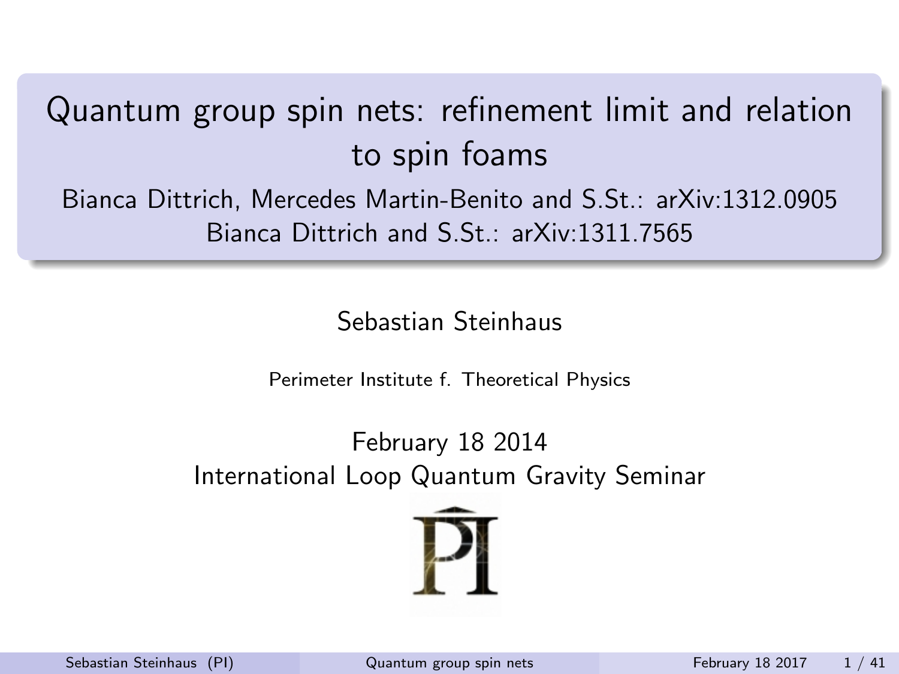# Quantum group spin nets: refinement limit and relation to spin foams

Bianca Dittrich, Mercedes Martin-Benito and S.St.: arXiv:1312.0905

Bianca Dittrich and S.St.: arXiv:1311.7565

Sebastian Steinhaus

Perimeter Institute f. Theoretical Physics

February 18 2014

International Loop Quantum Gravity Seminar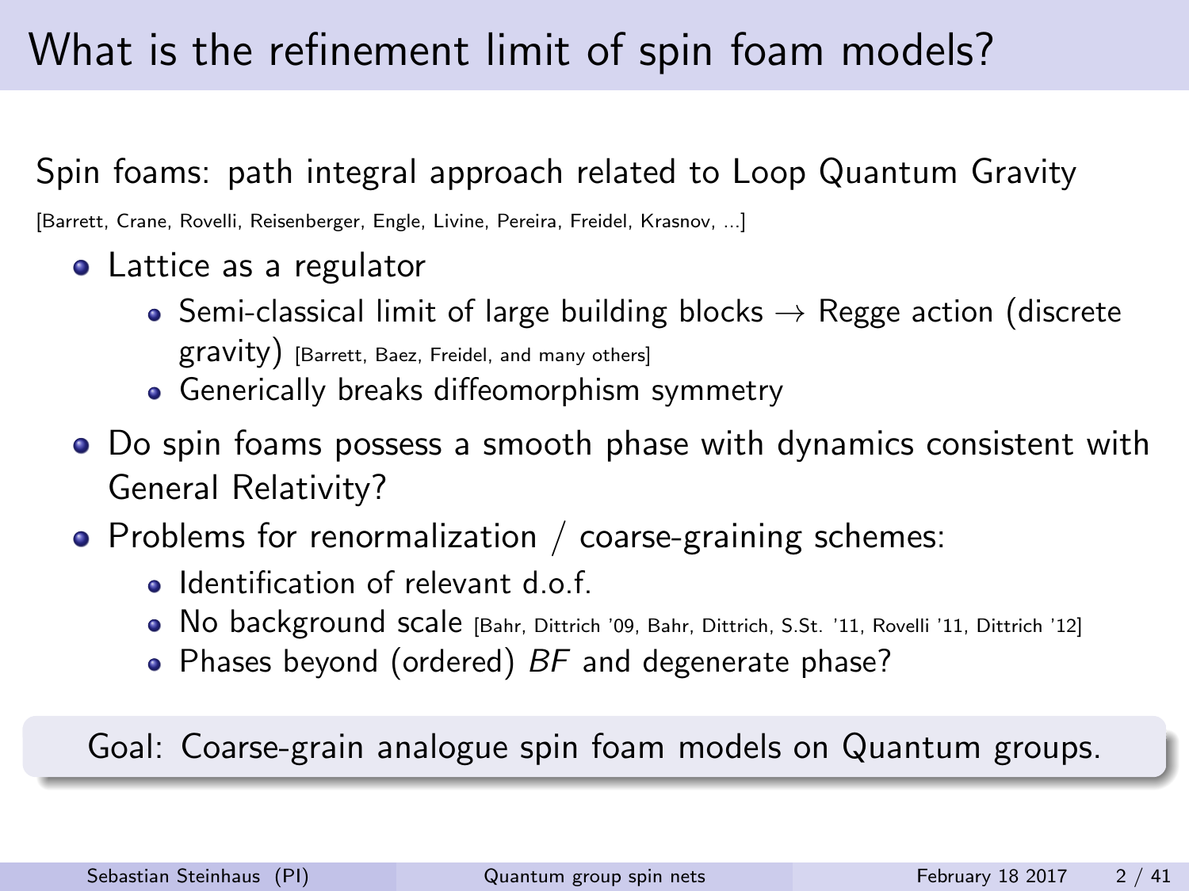# What is the refinement limit of spin foam models?

Spin foams: path integral approach related to Loop Quantum Gravity

[Barrett, Crane, Rovelli, Reisenberger, Engle, Livine, Pereira, Freidel, Krasnov, ...]

- Lattice as a regulator
  - Semi-classical limit of large building blocks $\rightarrow$ Regge action (discrete gravity) [Barrett, Baez, Freidel, and many others]
  - Generically breaks diffeomorphism symmetry
- Do spin foams possess a smooth phase with dynamics consistent with General Relativity?
- Problems for renormalization / coarse-graining schemes:
  - Identification of relevant d.o.f.
  - No background scale [Bahr, Dittrich '09, Bahr, Dittrich, S.St. '11, Rovelli '11, Dittrich '12]
  - Phases beyond (ordered) $BF$ and degenerate phase?

Goal: Coarse-grain analogue spin foam models on Quantum groups.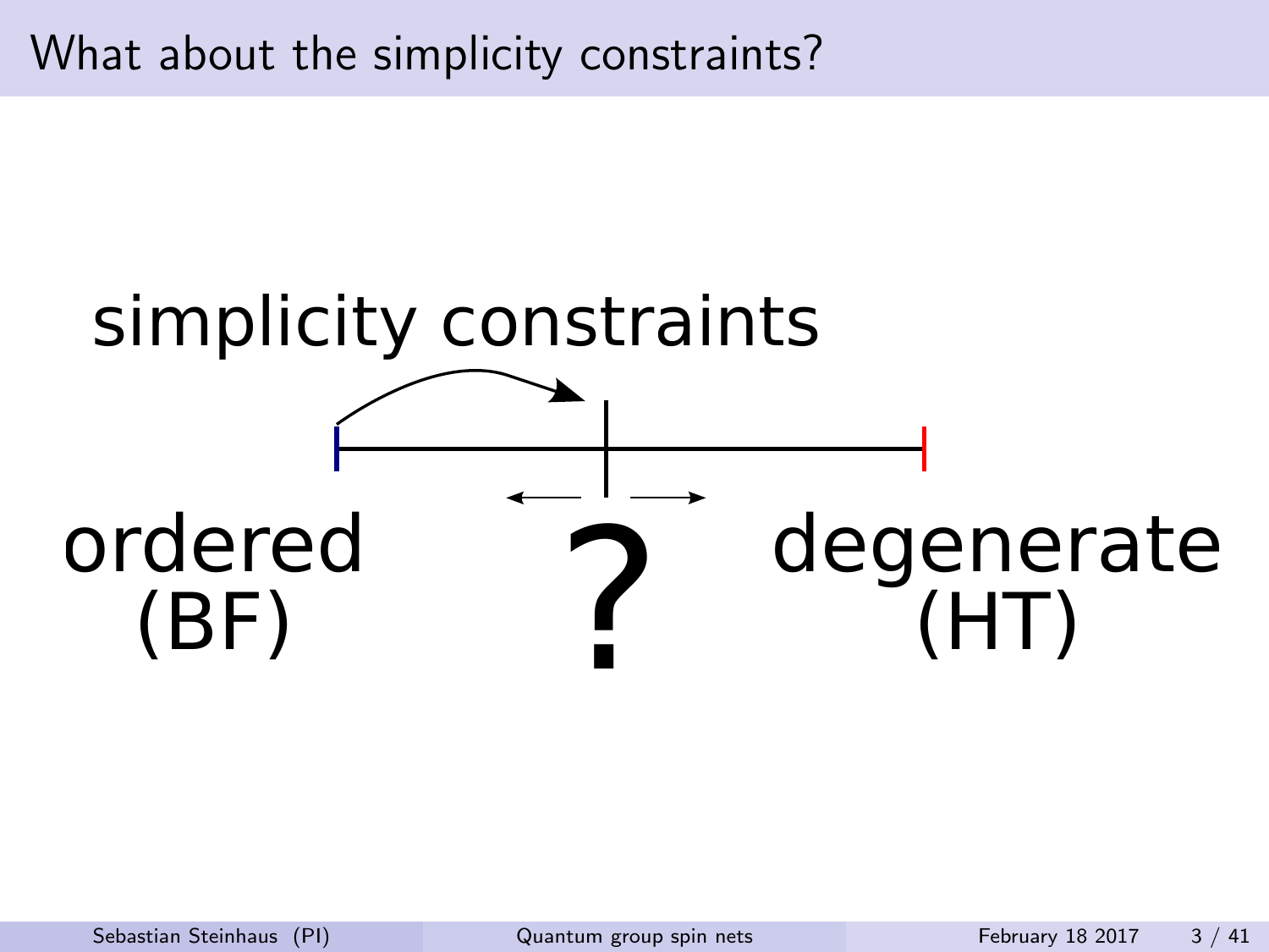# What about the simplicity constraints?

simplicity constraints

ordered
(BF)

?

degenerate
(HT)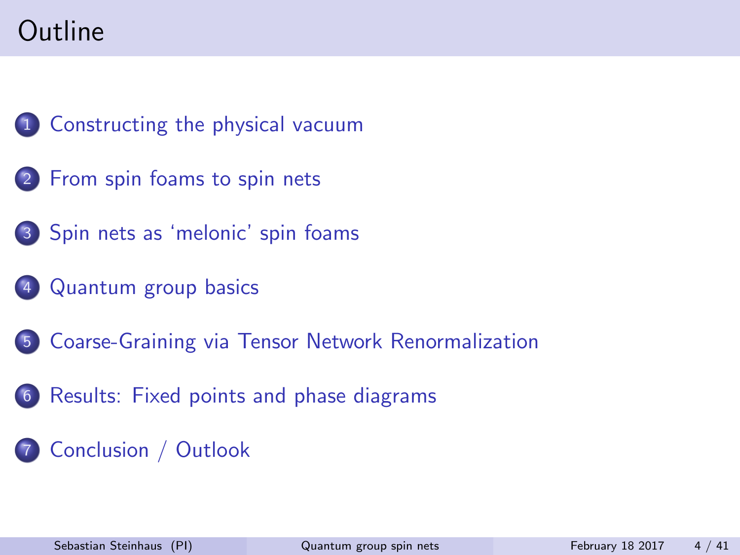# Outline

1. Constructing the physical vacuum
2. From spin foams to spin nets
3. Spin nets as 'melonic' spin foams
4. Quantum group basics
5. Coarse-Graining via Tensor Network Renormalization
6. Results: Fixed points and phase diagrams
7. Conclusion / Outlook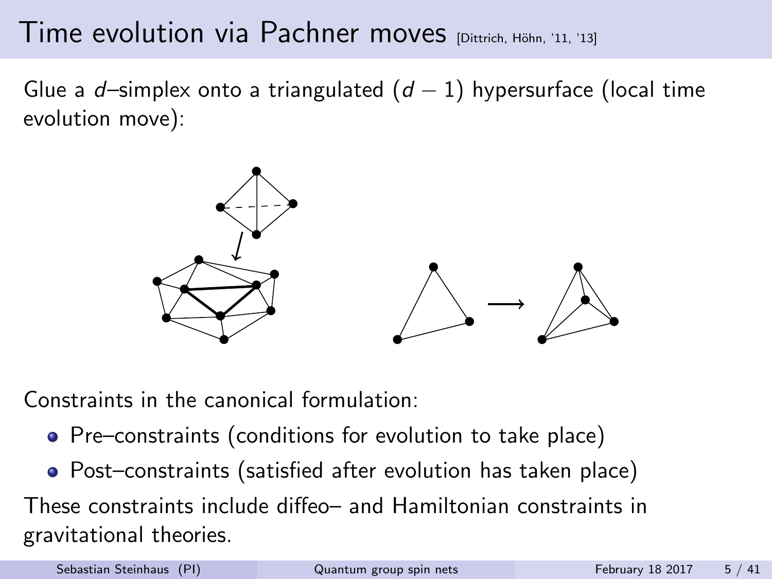# Time evolution via Pachner moves [Dittrich, Höhn, '11, '13]

Glue a $d$–simplex onto a triangulated $(d-1)$ hypersurface (local time evolution move):

Constraints in the canonical formulation:

- Pre–constraints (conditions for evolution to take place)
- Post–constraints (satisfied after evolution has taken place)

These constraints include diffeo– and Hamiltonian constraints in gravitational theories.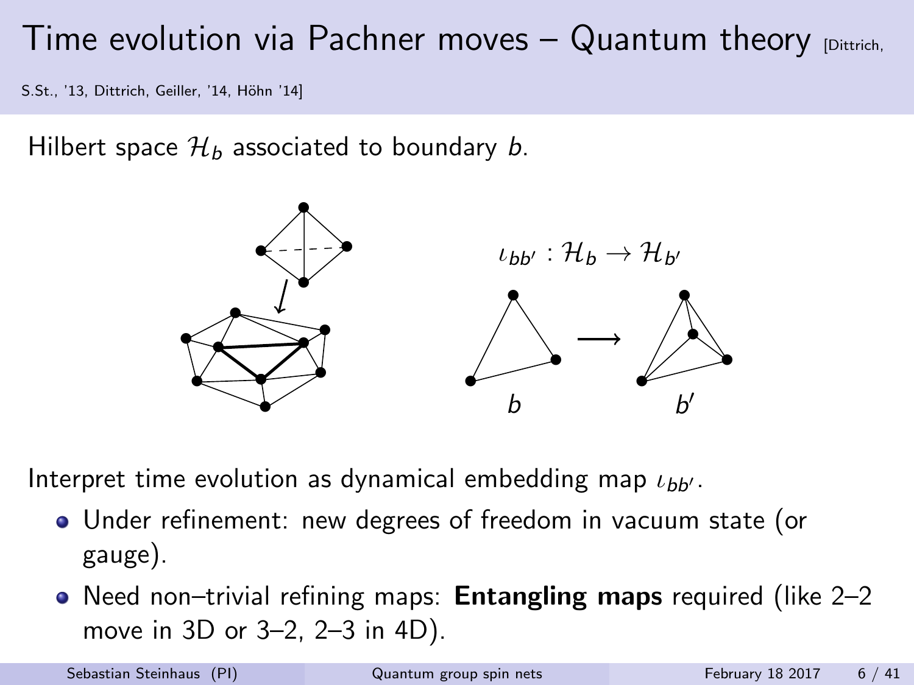# Time evolution via Pachner moves – Quantum theory [Dittrich, S.St., '13, Dittrich, Geiller, '14, Höhn '14]

Hilbert space $\mathcal{H}_b$ associated to boundary $b$.

$\iota_{bb'} : \mathcal{H}_b \to \mathcal{H}_{b'}$

$b$ $\longrightarrow$ $b'$

Interpret time evolution as dynamical embedding map $\iota_{bb'}$.

- Under refinement: new degrees of freedom in vacuum state (or gauge).
- Need non–trivial refining maps: **Entangling maps** required (like 2–2 move in 3D or 3–2, 2–3 in 4D).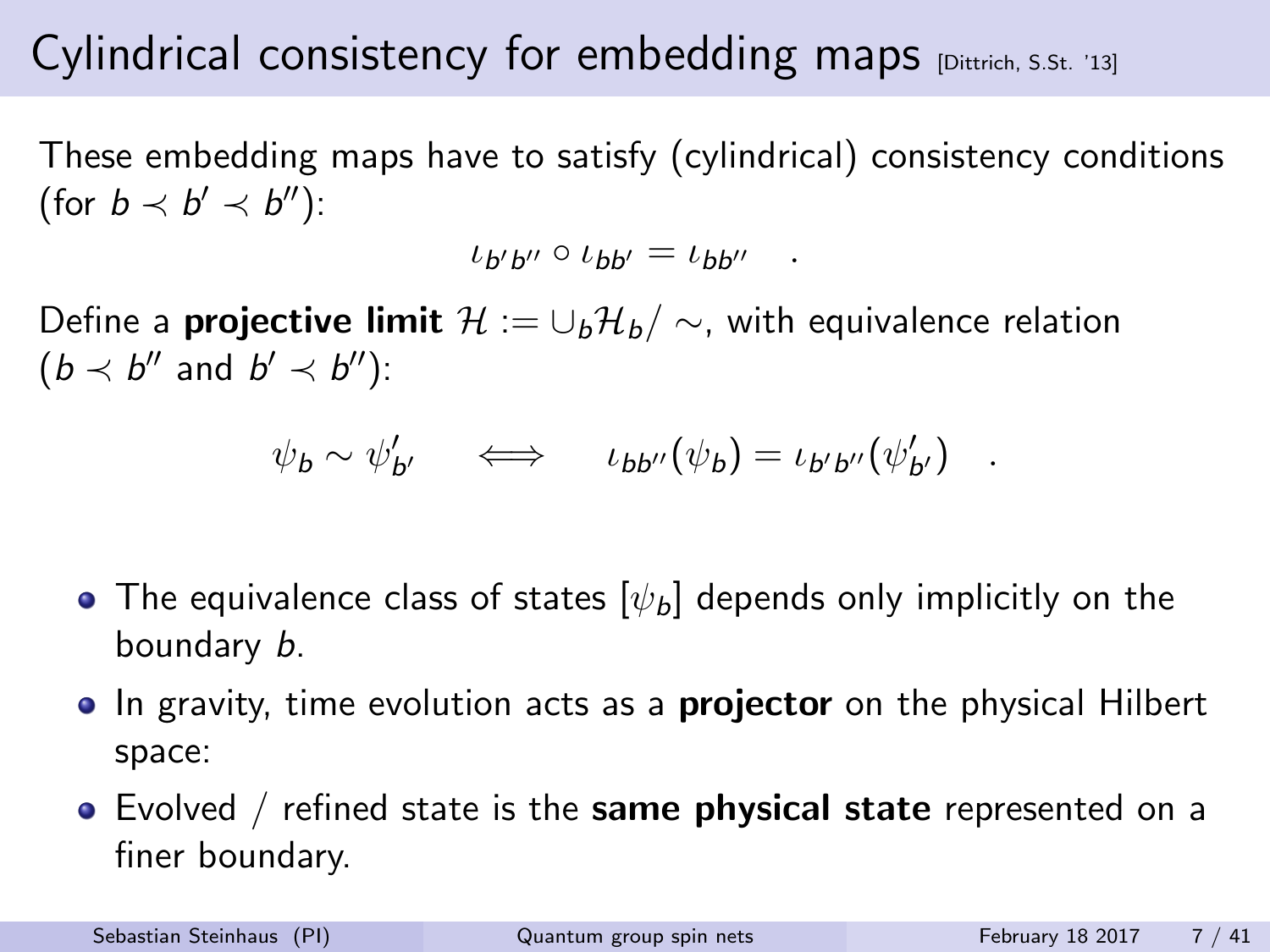# Cylindrical consistency for embedding maps [Dittrich, S.St. '13]

These embedding maps have to satisfy (cylindrical) consistency conditions (for $b \prec b' \prec b''$):

$$\iota_{b'b''} \circ \iota_{bb'} = \iota_{bb''} \quad .$$

Define a **projective limit** $\mathcal{H} := \cup_b \mathcal{H}_b / \sim$, with equivalence relation ($b \prec b''$ and $b' \prec b''$):

$$\psi_b \sim \psi'_{b'} \quad \Longleftrightarrow \quad \iota_{bb''}(\psi_b) = \iota_{b'b''}(\psi'_{b'}) \quad .$$

- The equivalence class of states $[\psi_b]$ depends only implicitly on the boundary $b$.
- In gravity, time evolution acts as a **projector** on the physical Hilbert space:
- Evolved / refined state is the **same physical state** represented on a finer boundary.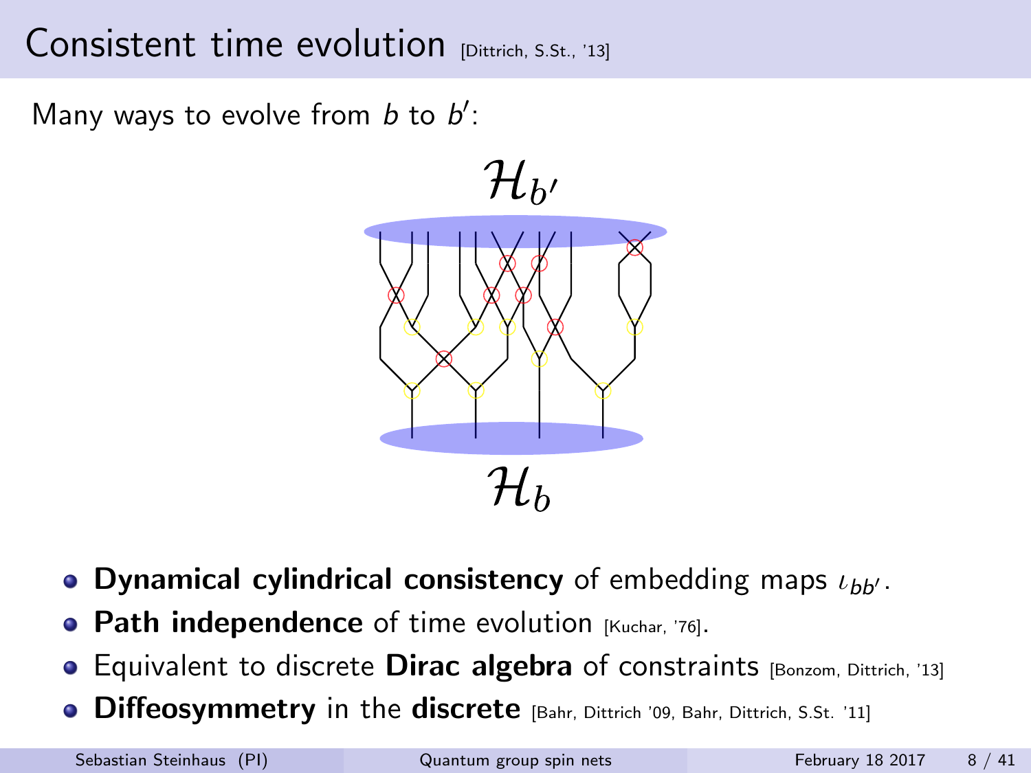# Consistent time evolution [Dittrich, S.St., '13]

Many ways to evolve from $b$ to $b'$:

$\mathcal{H}_{b'}$

$\mathcal{H}_b$

- **Dynamical cylindrical consistency** of embedding maps $\iota_{bb'}$.
- **Path independence** of time evolution [Kuchar, '76].
- Equivalent to discrete **Dirac algebra** of constraints [Bonzom, Dittrich, '13]
- **Diffeosymmetry** in the **discrete** [Bahr, Dittrich '09, Bahr, Dittrich, S.St. '11]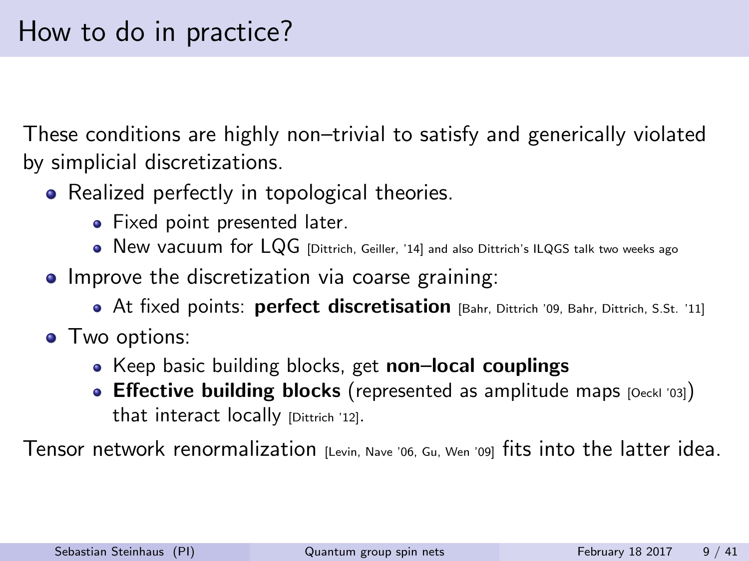# How to do in practice?

These conditions are highly non–trivial to satisfy and generically violated by simplicial discretizations.

- Realized perfectly in topological theories.
  - Fixed point presented later.
  - New vacuum for LQG [Dittrich, Geiller, '14] and also Dittrich's ILQGS talk two weeks ago
- Improve the discretization via coarse graining:
  - At fixed points: **perfect discretisation** [Bahr, Dittrich '09, Bahr, Dittrich, S.St. '11]
- Two options:
  - Keep basic building blocks, get **non–local couplings**
  - **Effective building blocks** (represented as amplitude maps [Oeckl '03]) that interact locally [Dittrich '12].

Tensor network renormalization [Levin, Nave '06, Gu, Wen '09] fits into the latter idea.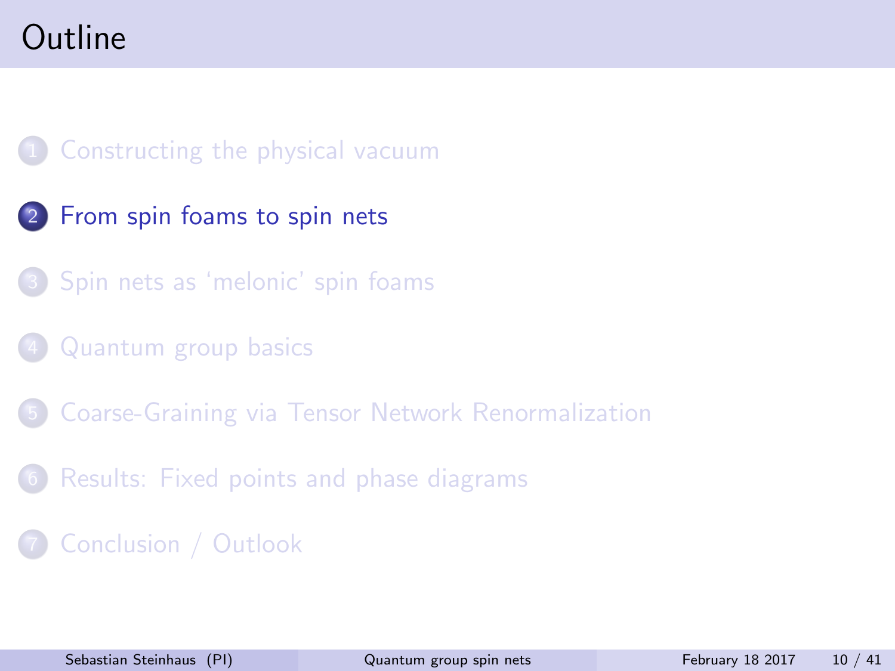# Outline

1. Constructing the physical vacuum
2. From spin foams to spin nets
3. Spin nets as 'melonic' spin foams
4. Quantum group basics
5. Coarse-Graining via Tensor Network Renormalization
6. Results: Fixed points and phase diagrams
7. Conclusion / Outlook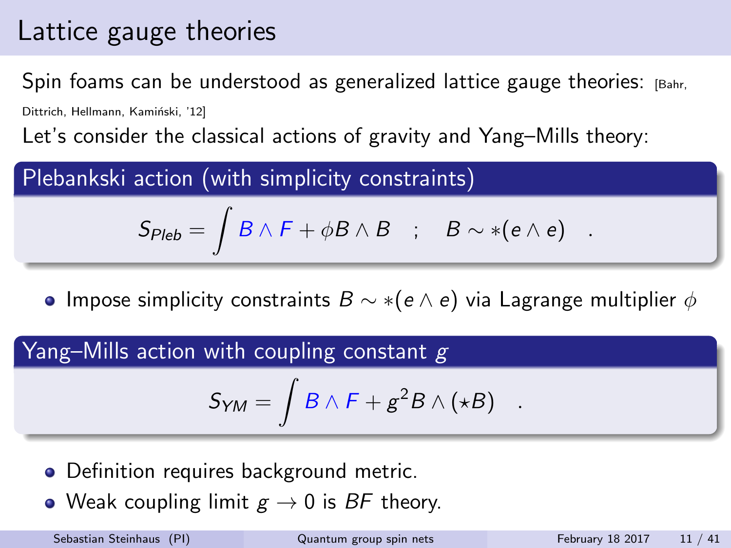# Lattice gauge theories

Spin foams can be understood as generalized lattice gauge theories: [Bahr, Dittrich, Hellmann, Kamiński, '12]

Let's consider the classical actions of gravity and Yang–Mills theory:

### Plebanski action (with simplicity constraints)

$$S_{Pleb} = \int B \wedge F + \phi B \wedge B \quad ; \quad B \sim *(e \wedge e) \quad .$$

- Impose simplicity constraints $B \sim *(e \wedge e)$ via Lagrange multiplier $\phi$

### Yang–Mills action with coupling constant $g$

$$S_{YM} = \int B \wedge F + g^2 B \wedge (\star B) \quad .$$

- Definition requires background metric.
- Weak coupling limit $g \to 0$ is $BF$ theory.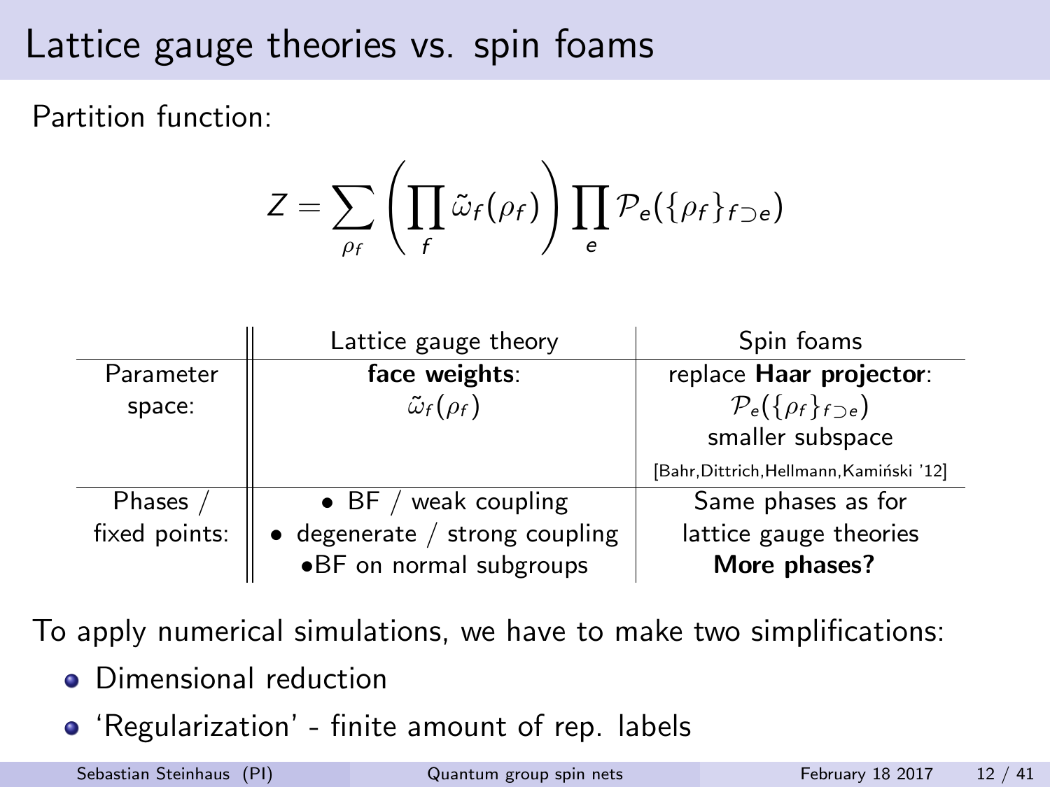# Lattice gauge theories vs. spin foams

Partition function:

$$Z = \sum_{\rho_f} \left( \prod_f \tilde{\omega}_f(\rho_f) \right) \prod_e \mathcal{P}_e(\{\rho_f\}_{f \supset e})$$

| | Lattice gauge theory | Spin foams |
|---|---|---|
| Parameter space: | **face weights**: $\tilde{\omega}_f(\rho_f)$ | replace **Haar projector**: $\mathcal{P}_e(\{\rho_f\}_{f \supset e})$ smaller subspace [Bahr,Dittrich,Hellmann,Kamiński '12] |
| Phases / fixed points: | • BF / weak coupling • degenerate / strong coupling •BF on normal subgroups | Same phases as for lattice gauge theories **More phases?** |

To apply numerical simulations, we have to make two simplifications:

- Dimensional reduction
- 'Regularization' - finite amount of rep. labels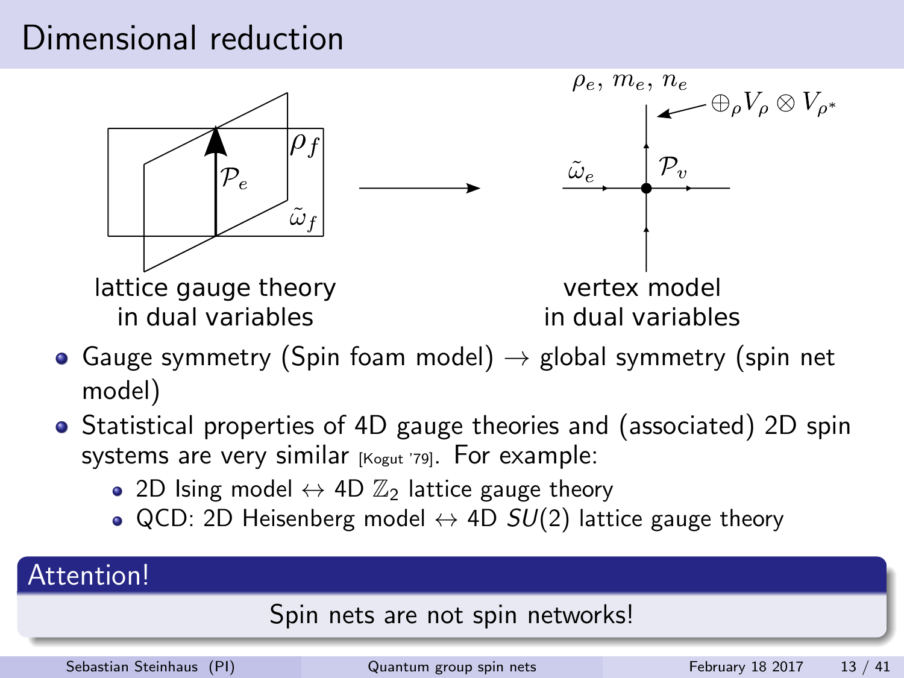# Dimensional reduction

$\rho_e,\, m_e,\, n_e$

$\oplus_\rho V_\rho \otimes V_{\rho^*}$

$\rho_f$ $\mathcal{P}_e$ $\tilde{\omega}_f$ $\tilde{\omega}_e$ $\mathcal{P}_v$

lattice gauge theory in dual variables → vertex model in dual variables

- Gauge symmetry (Spin foam model) $\rightarrow$ global symmetry (spin net model)
- Statistical properties of 4D gauge theories and (associated) 2D spin systems are very similar [Kogut '79]. For example:
  - 2D Ising model $\leftrightarrow$ 4D $\mathbb{Z}_2$ lattice gauge theory
  - QCD: 2D Heisenberg model $\leftrightarrow$ 4D $SU(2)$ lattice gauge theory

**Attention!**

Spin nets are not spin networks!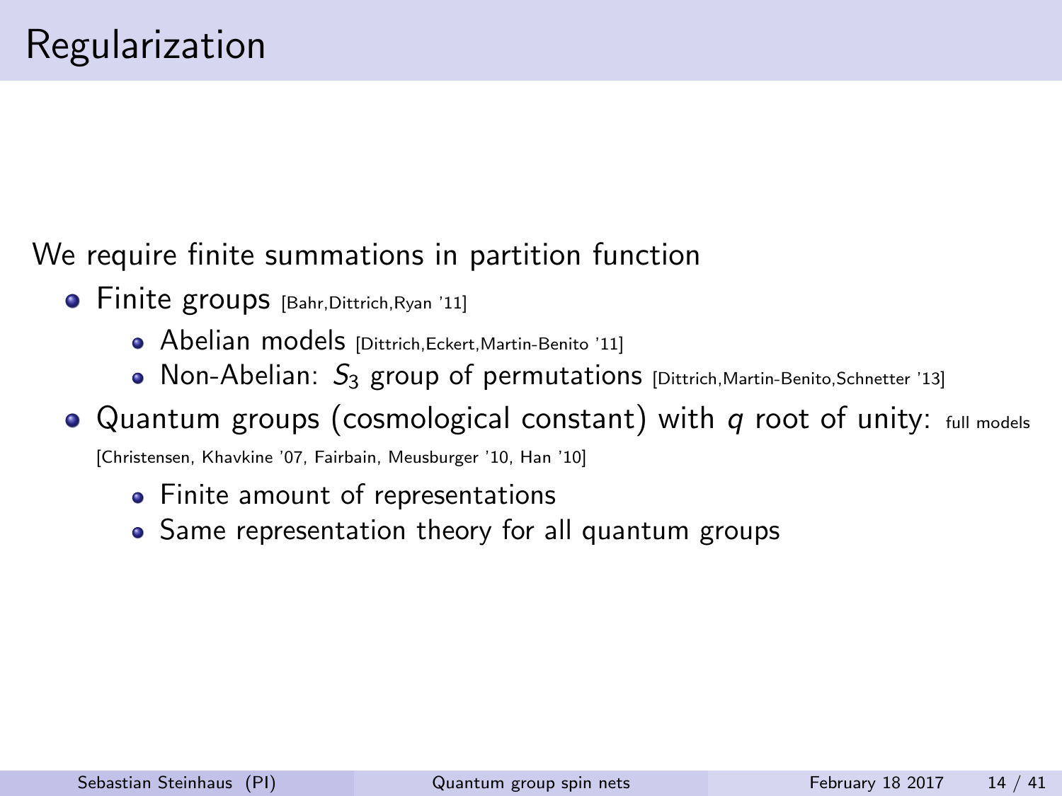# Regularization

We require finite summations in partition function

- Finite groups [Bahr,Dittrich,Ryan '11]
  - Abelian models [Dittrich,Eckert,Martin-Benito '11]
  - Non-Abelian: $S_3$ group of permutations [Dittrich,Martin-Benito,Schnetter '13]
- Quantum groups (cosmological constant) with $q$ root of unity: full models [Christensen, Khavkine '07, Fairbain, Meusburger '10, Han '10]
  - Finite amount of representations
  - Same representation theory for all quantum groups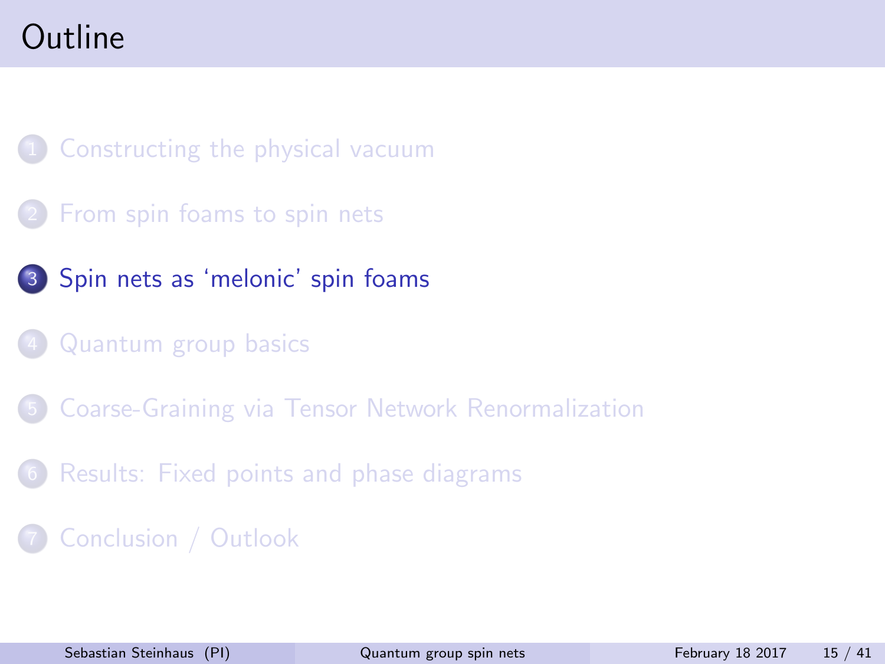# Outline

1. Constructing the physical vacuum
2. From spin foams to spin nets
3. Spin nets as 'melonic' spin foams
4. Quantum group basics
5. Coarse-Graining via Tensor Network Renormalization
6. Results: Fixed points and phase diagrams
7. Conclusion / Outlook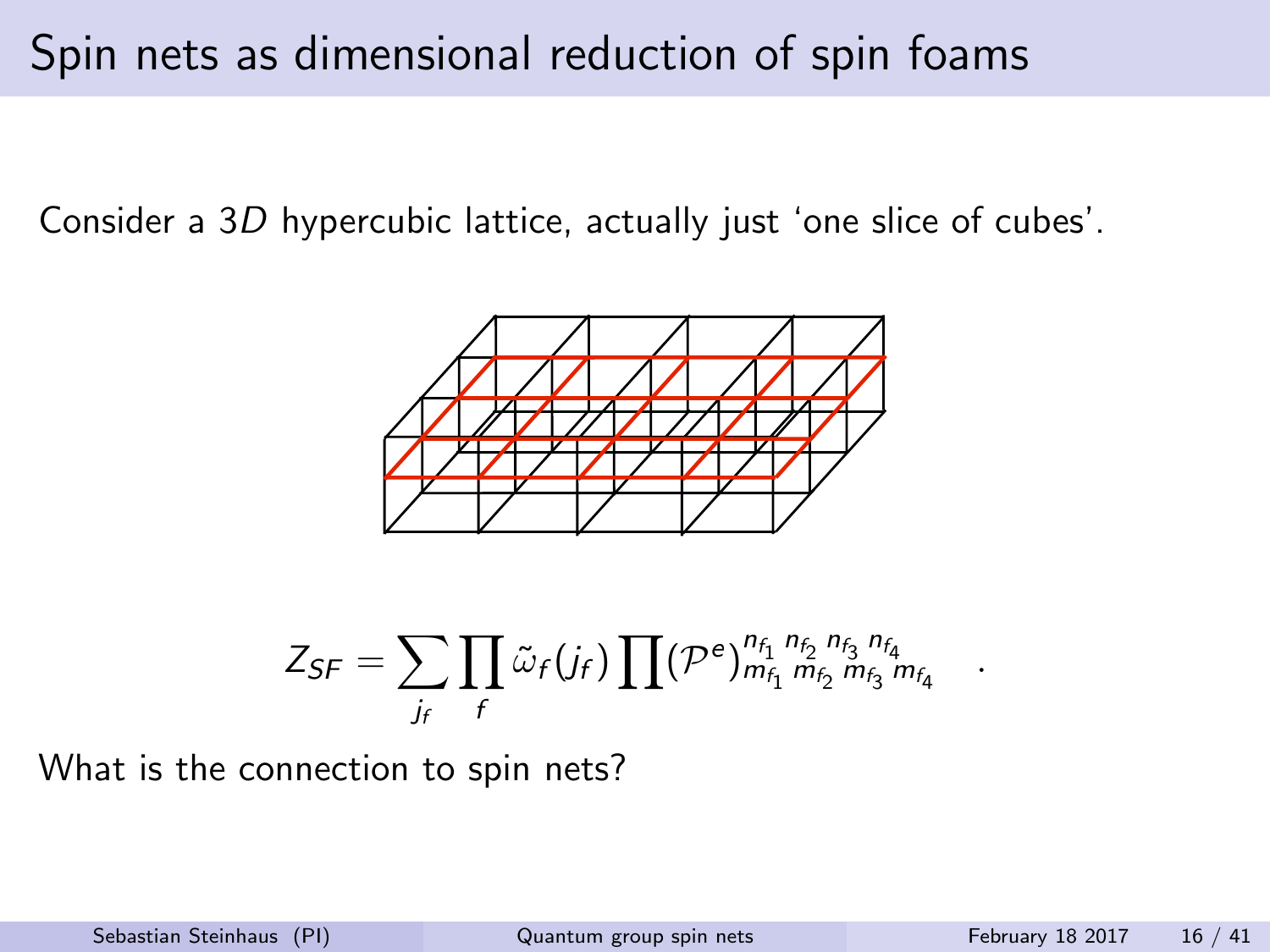# Spin nets as dimensional reduction of spin foams

Consider a $3D$ hypercubic lattice, actually just 'one slice of cubes'.

$$
Z_{SF} = \sum_{j_f} \prod_f \tilde{\omega}_f(j_f) \prod (\mathcal{P}^e)^{n_{f_1}\, n_{f_2}\, n_{f_3}\, n_{f_4}}_{m_{f_1}\, m_{f_2}\, m_{f_3}\, m_{f_4}} \quad .
$$

What is the connection to spin nets?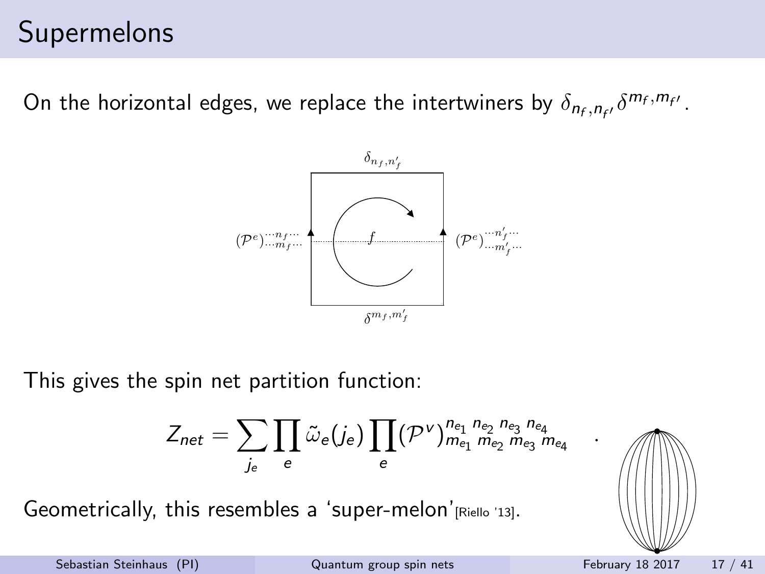# Supermelons

On the horizontal edges, we replace the intertwiners by $\delta_{n_f,n_{f'}}\delta^{m_f,m_{f'}}$.

This gives the spin net partition function:

$$Z_{net} = \sum_{j_e} \prod_e \tilde{\omega}_e(j_e) \prod_e (\mathcal{P}^v)^{n_{e_1}\, n_{e_2}\, n_{e_3}\, n_{e_4}}_{m_{e_1}\, m_{e_2}\, m_{e_3}\, m_{e_4}} \quad .$$

Geometrically, this resembles a 'super-melon'[Riello '13].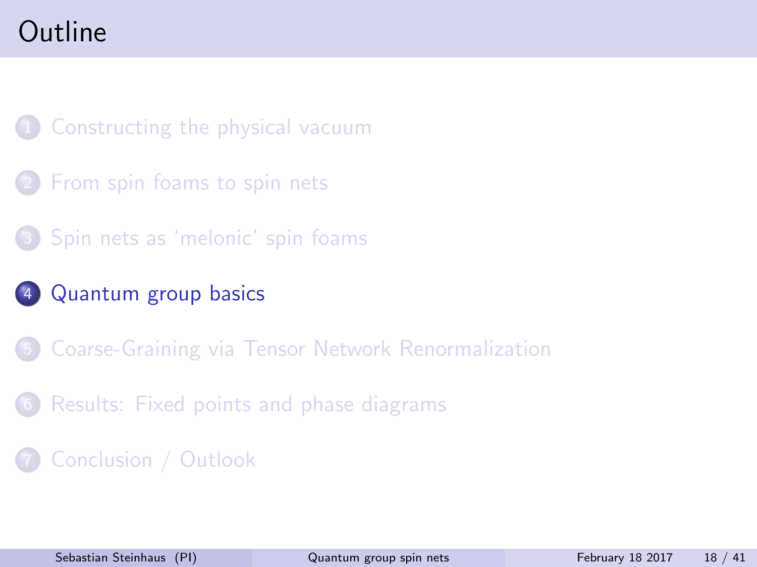# Outline

1. Constructing the physical vacuum
2. From spin foams to spin nets
3. Spin nets as ‘melonic’ spin foams
4. **Quantum group basics**
5. Coarse-Graining via Tensor Network Renormalization
6. Results: Fixed points and phase diagrams
7. Conclusion / Outlook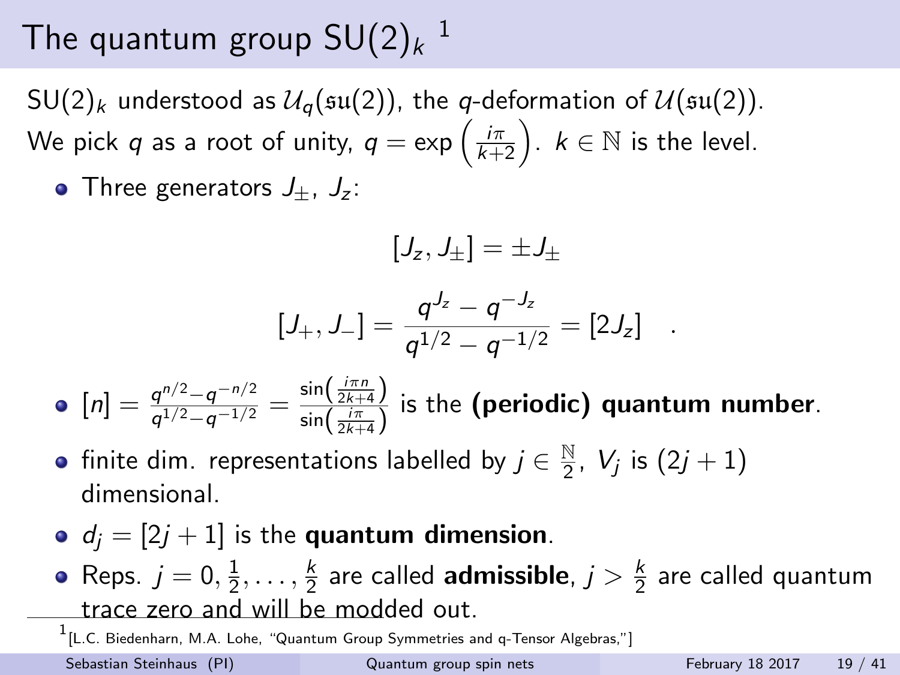# The quantum group $SU(2)_k$ [1]

$SU(2)_k$ understood as $\mathcal{U}_q(\mathfrak{su}(2))$, the $q$-deformation of $\mathcal{U}(\mathfrak{su}(2))$.
We pick $q$ as a root of unity, $q = \exp\left(\frac{i\pi}{k+2}\right)$. $k \in \mathbb{N}$ is the level.

- Three generators $J_\pm$, $J_z$:

$$[J_z, J_\pm] = \pm J_\pm$$

$$[J_+, J_-] = \frac{q^{J_z} - q^{-J_z}}{q^{1/2} - q^{-1/2}} = [2J_z] \quad .$$

- $[n] = \frac{q^{n/2} - q^{-n/2}}{q^{1/2} - q^{-1/2}} = \frac{\sin\left(\frac{i\pi n}{2k+4}\right)}{\sin\left(\frac{i\pi}{2k+4}\right)}$ is the **(periodic) quantum number**.
- finite dim. representations labelled by $j \in \frac{\mathbb{N}}{2}$, $V_j$ is $(2j+1)$ dimensional.
- $d_j = [2j+1]$ is the **quantum dimension**.
- Reps. $j = 0, \frac{1}{2}, \ldots, \frac{k}{2}$ are called **admissible**, $j > \frac{k}{2}$ are called quantum trace zero and will be modded out.

[1] [L.C. Biedenharn, M.A. Lohe, "Quantum Group Symmetries and q-Tensor Algebras,"]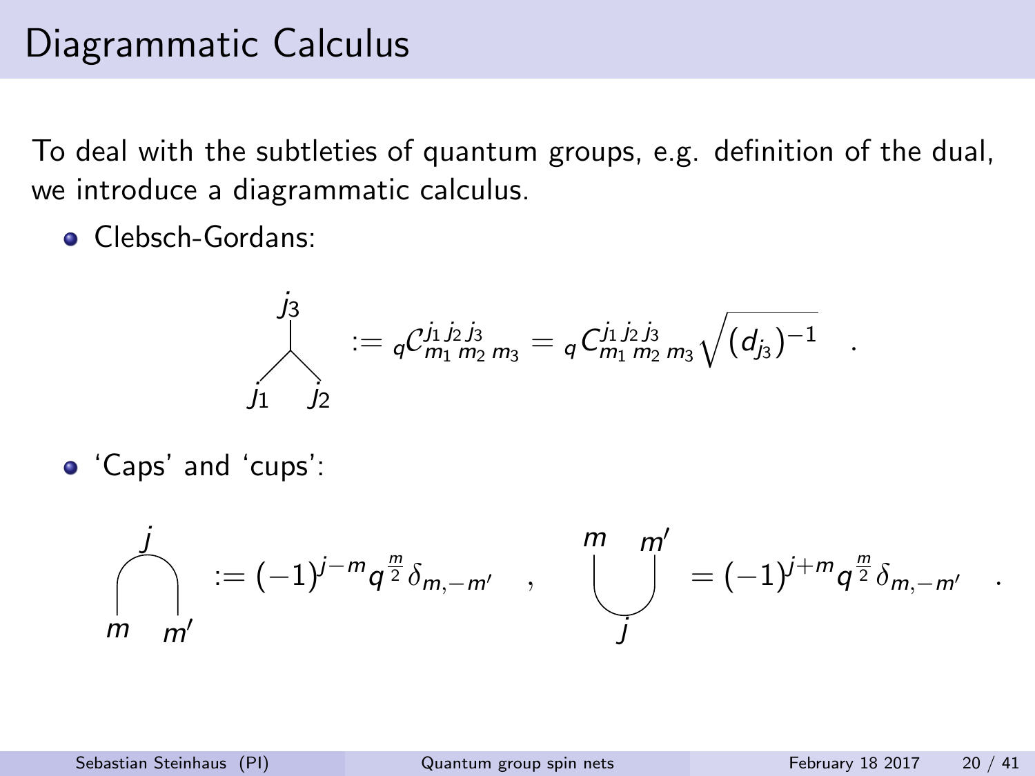# Diagrammatic Calculus

To deal with the subtleties of quantum groups, e.g. definition of the dual, we introduce a diagrammatic calculus.

- Clebsch-Gordans:

$$j_3, \; j_1 \; j_2 \quad := {}_q\mathcal{C}^{j_1\, j_2\, j_3}_{m_1\, m_2\, m_3} = {}_q C^{j_1\, j_2\, j_3}_{m_1\, m_2\, m_3} \sqrt{(d_{j_3})^{-1}} \quad .$$

- 'Caps' and 'cups':

$$j, \; m \; m' \quad := (-1)^{j-m} q^{\frac{m}{2}} \delta_{m,-m'} \quad , \qquad m \; m', \; j \quad = (-1)^{j+m} q^{\frac{m}{2}} \delta_{m,-m'} \quad .$$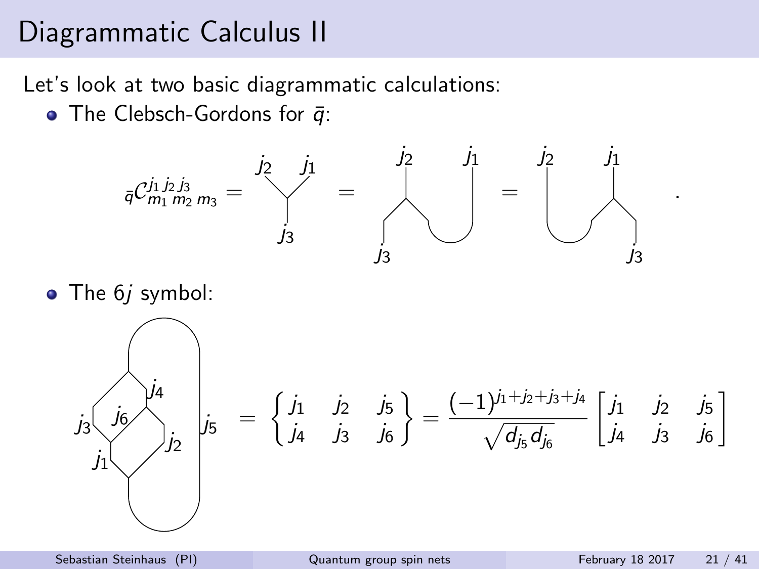# Diagrammatic Calculus II

Let's look at two basic diagrammatic calculations:

- The Clebsch-Gordons for $\bar{q}$:

$$ {}_{\bar{q}}\mathcal{C}^{j_1\, j_2\, j_3}_{m_1\, m_2\, m_3} = $$

$j_2$ $j_1$

$j_3$

$=$

$j_2$ $j_1$

$j_3$

$=$

$j_2$ $j_1$

$j_3$

.

- The $6j$ symbol:

$j_4$

$j_3$ $j_6$

$j_2$

$j_1$

$j_5$

$$ = \begin{Bmatrix} j_1 & j_2 & j_5 \\ j_4 & j_3 & j_6 \end{Bmatrix} = \frac{(-1)^{j_1+j_2+j_3+j_4}}{\sqrt{d_{j_5} d_{j_6}}} \begin{bmatrix} j_1 & j_2 & j_5 \\ j_4 & j_3 & j_6 \end{bmatrix} $$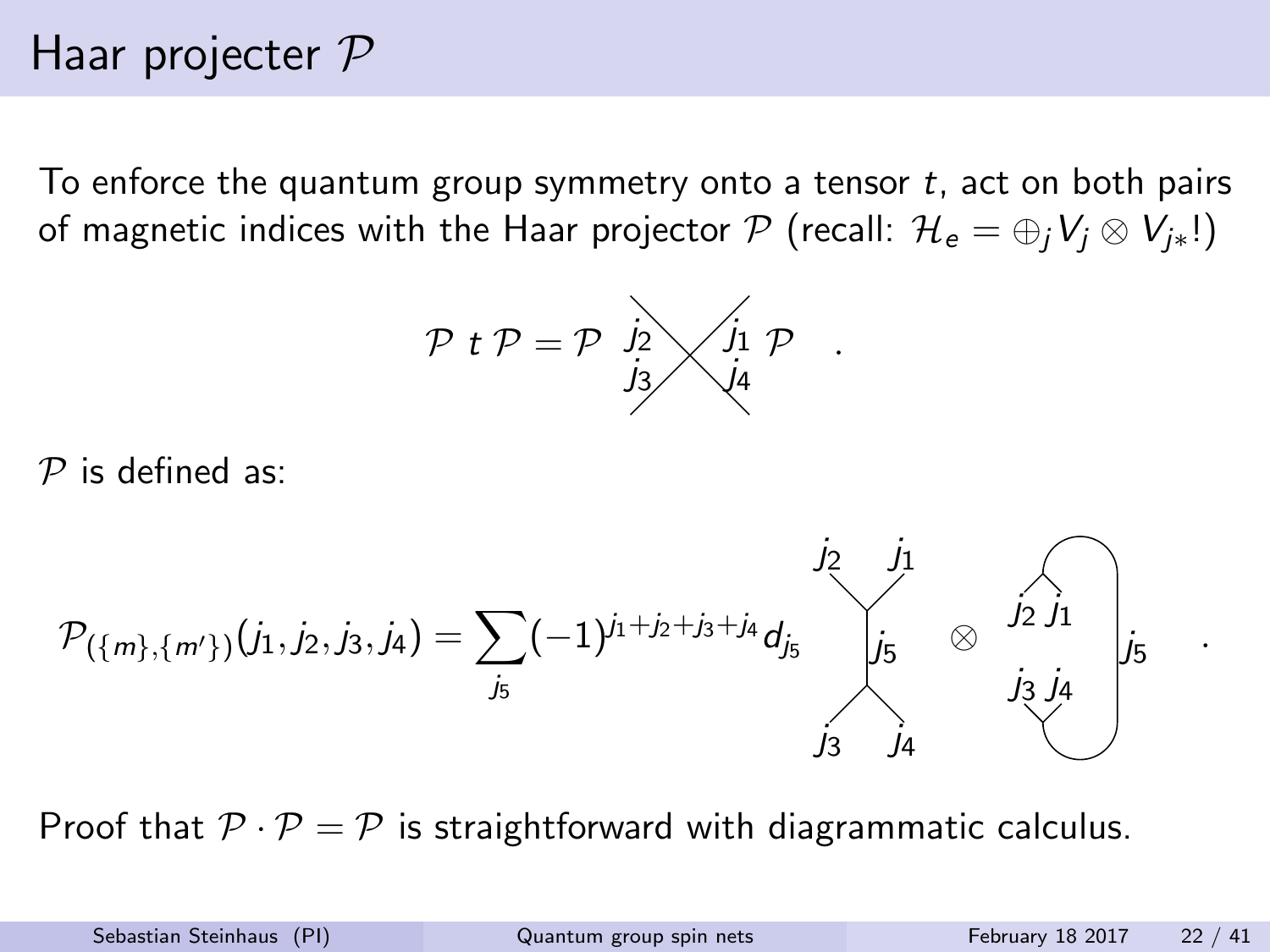# Haar projecter $\mathcal{P}$

To enforce the quantum group symmetry onto a tensor $t$, act on both pairs of magnetic indices with the Haar projector $\mathcal{P}$ (recall: $\mathcal{H}_e = \oplus_j V_j \otimes V_{j*}$!)

$$\mathcal{P}\ t\ \mathcal{P} = \mathcal{P}\ \begin{matrix} j_2 & \diagdown\!\!\diagup & j_1 \\ j_3 & \diagup\!\!\diagdown & j_4 \end{matrix}\ \mathcal{P} \quad .$$

$\mathcal{P}$ is defined as:

$$\mathcal{P}_{(\{m\},\{m'\})}(j_1, j_2, j_3, j_4) = \sum_{j_5} (-1)^{j_1+j_2+j_3+j_4} d_{j_5} \quad \begin{matrix} j_2 \quad j_1 \\ \diagdown\ \diagup \\ |\, j_5 \\ \diagup\ \diagdown \\ j_3 \quad j_4 \end{matrix} \quad \otimes \quad \begin{matrix} \wedge \\ j_2\ j_1 \\ \\ j_3\ j_4 \\ \vee \end{matrix}\Bigg)\, j_5 \quad .$$

Proof that $\mathcal{P} \cdot \mathcal{P} = \mathcal{P}$ is straightforward with diagrammatic calculus.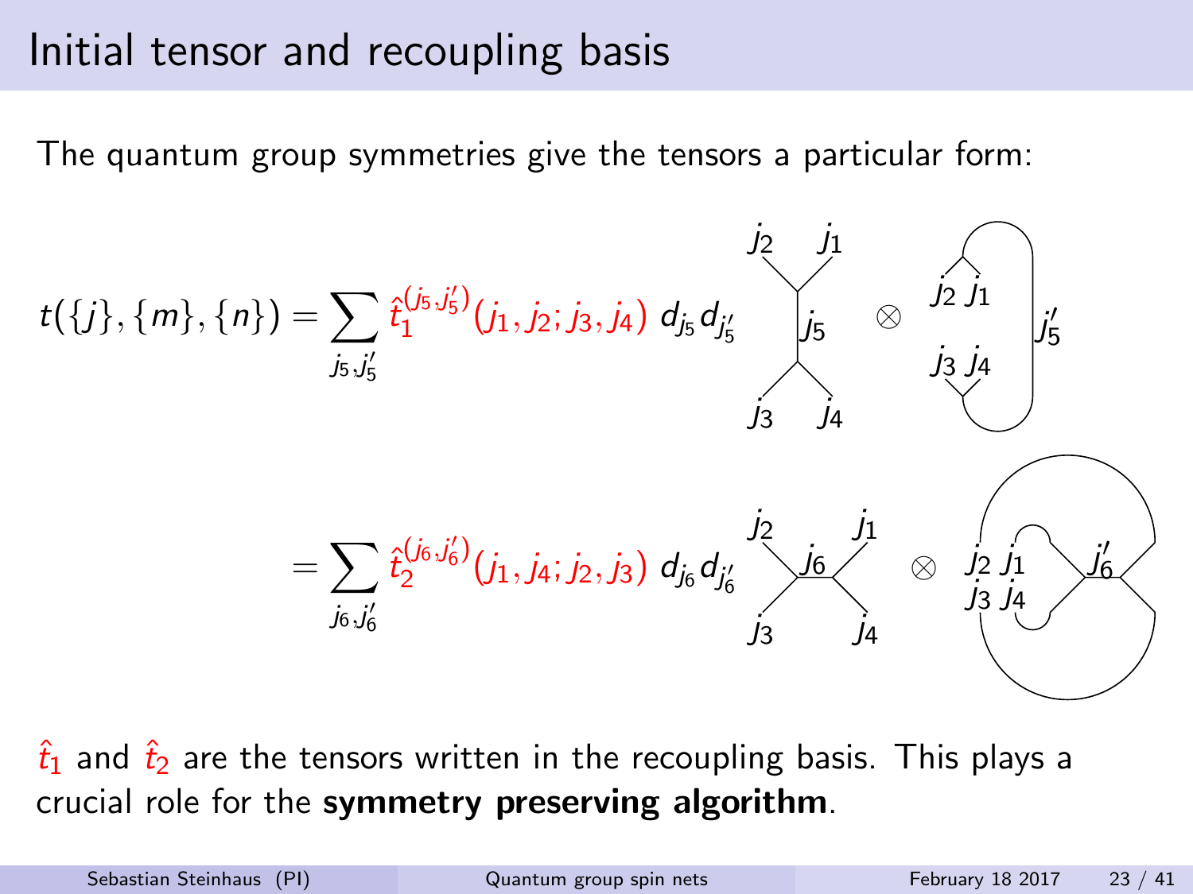# Initial tensor and recoupling basis

The quantum group symmetries give the tensors a particular form:

$$t(\{j\},\{m\},\{n\}) = \sum_{j_5, j_5'} \hat{t}_1^{(j_5, j_5')}(j_1, j_2; j_3, j_4)\, d_{j_5} d_{j_5'}$$

j2 j1
j5
j3 j4
⊗
j2 j1
j3 j4
j5'

$$= \sum_{j_6, j_6'} \hat{t}_2^{(j_6, j_6')}(j_1, j_4; j_2, j_3)\, d_{j_6} d_{j_6'}$$

j2 j1
j6
j3 j4
⊗
j2 j1
j3 j4
j6'

$\hat{t}_1$ and $\hat{t}_2$ are the tensors written in the recoupling basis. This plays a crucial role for the **symmetry preserving algorithm**.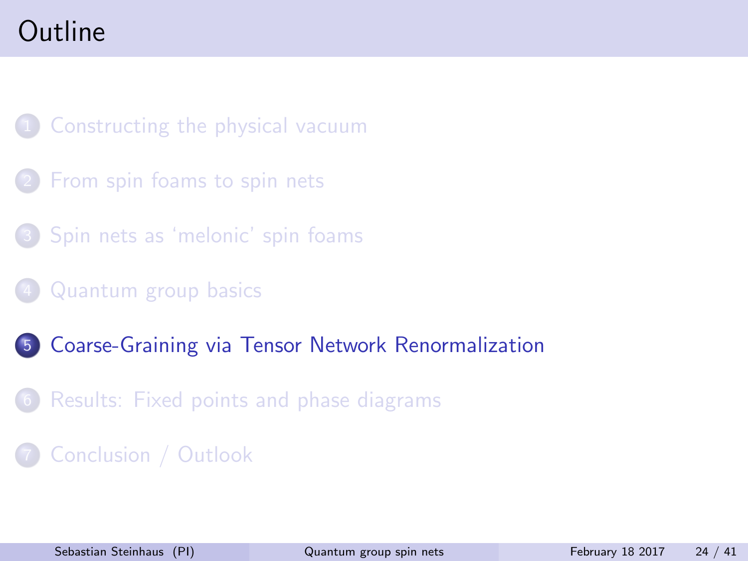# Outline

1. Constructing the physical vacuum
2. From spin foams to spin nets
3. Spin nets as 'melonic' spin foams
4. Quantum group basics
5. **Coarse-Graining via Tensor Network Renormalization**
6. Results: Fixed points and phase diagrams
7. Conclusion / Outlook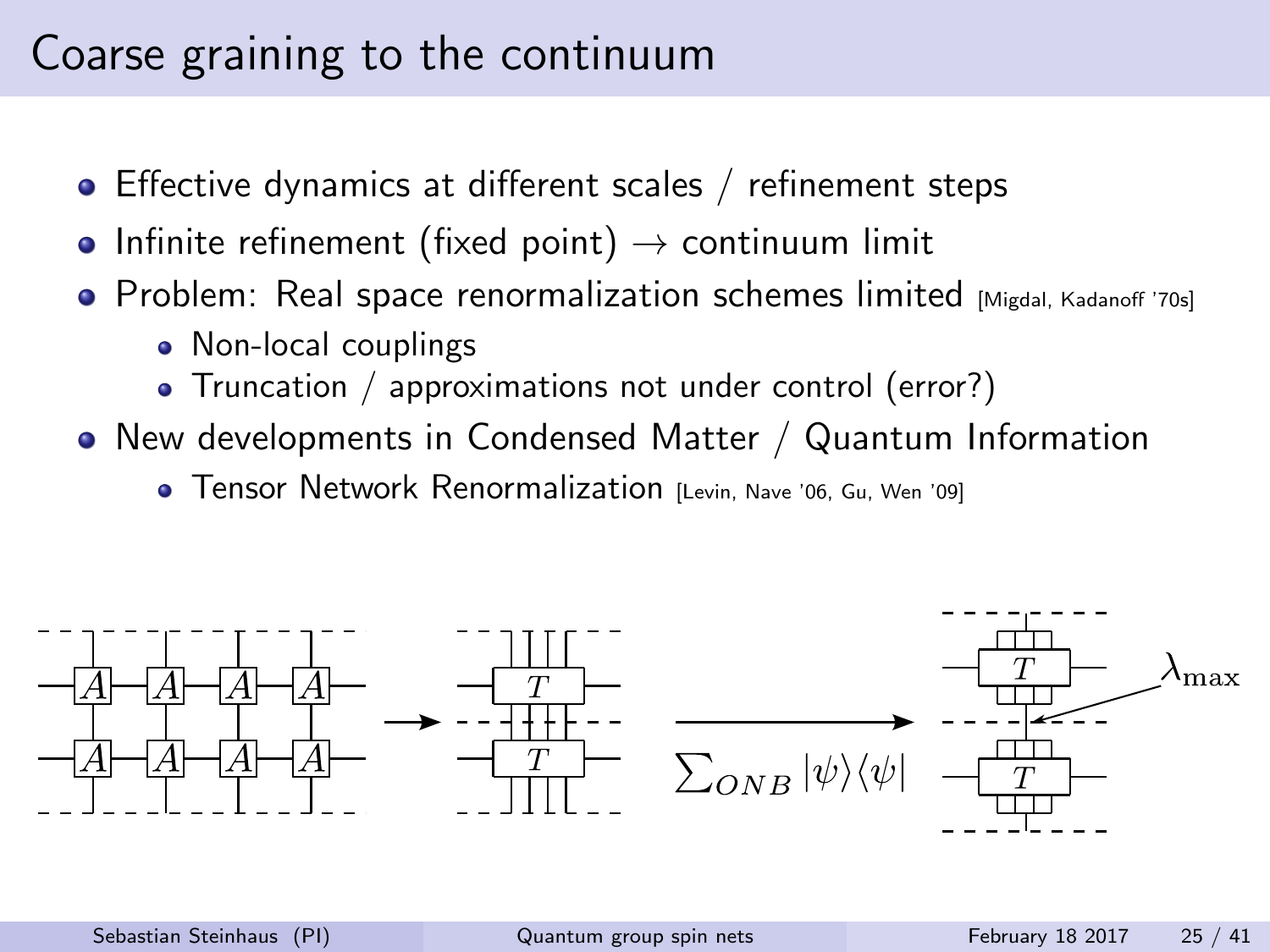# Coarse graining to the continuum

- Effective dynamics at different scales / refinement steps
- Infinite refinement (fixed point) → continuum limit
- Problem: Real space renormalization schemes limited [Migdal, Kadanoff '70s]
  - Non-local couplings
  - Truncation / approximations not under control (error?)
- New developments in Condensed Matter / Quantum Information
  - Tensor Network Renormalization [Levin, Nave '06, Gu, Wen '09]

A A A A

A A A A

T

T

$\sum_{ONB} |\psi\rangle\langle\psi|$

T

T

$\lambda_{\max}$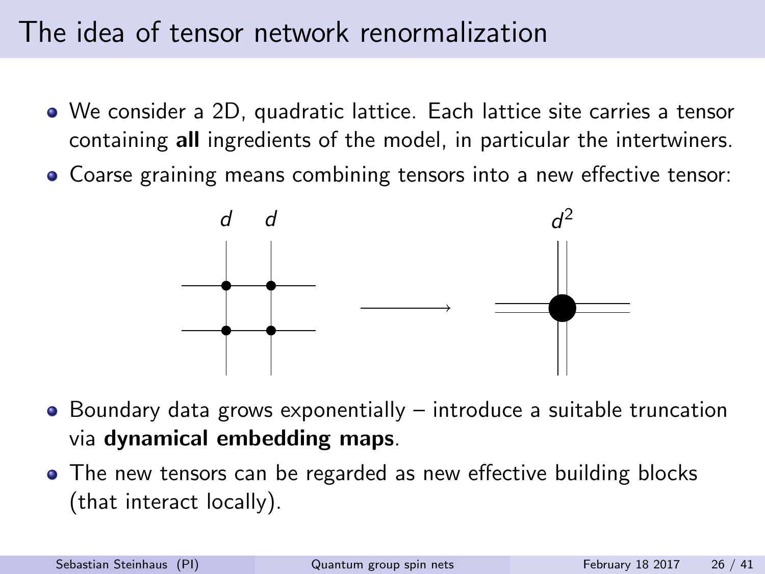# The idea of tensor network renormalization

- We consider a 2D, quadratic lattice. Each lattice site carries a tensor containing **all** ingredients of the model, in particular the intertwiners.
- Coarse graining means combining tensors into a new effective tensor:

$d$ $d$

$d^2$

- Boundary data grows exponentially – introduce a suitable truncation via **dynamical embedding maps**.
- The new tensors can be regarded as new effective building blocks (that interact locally).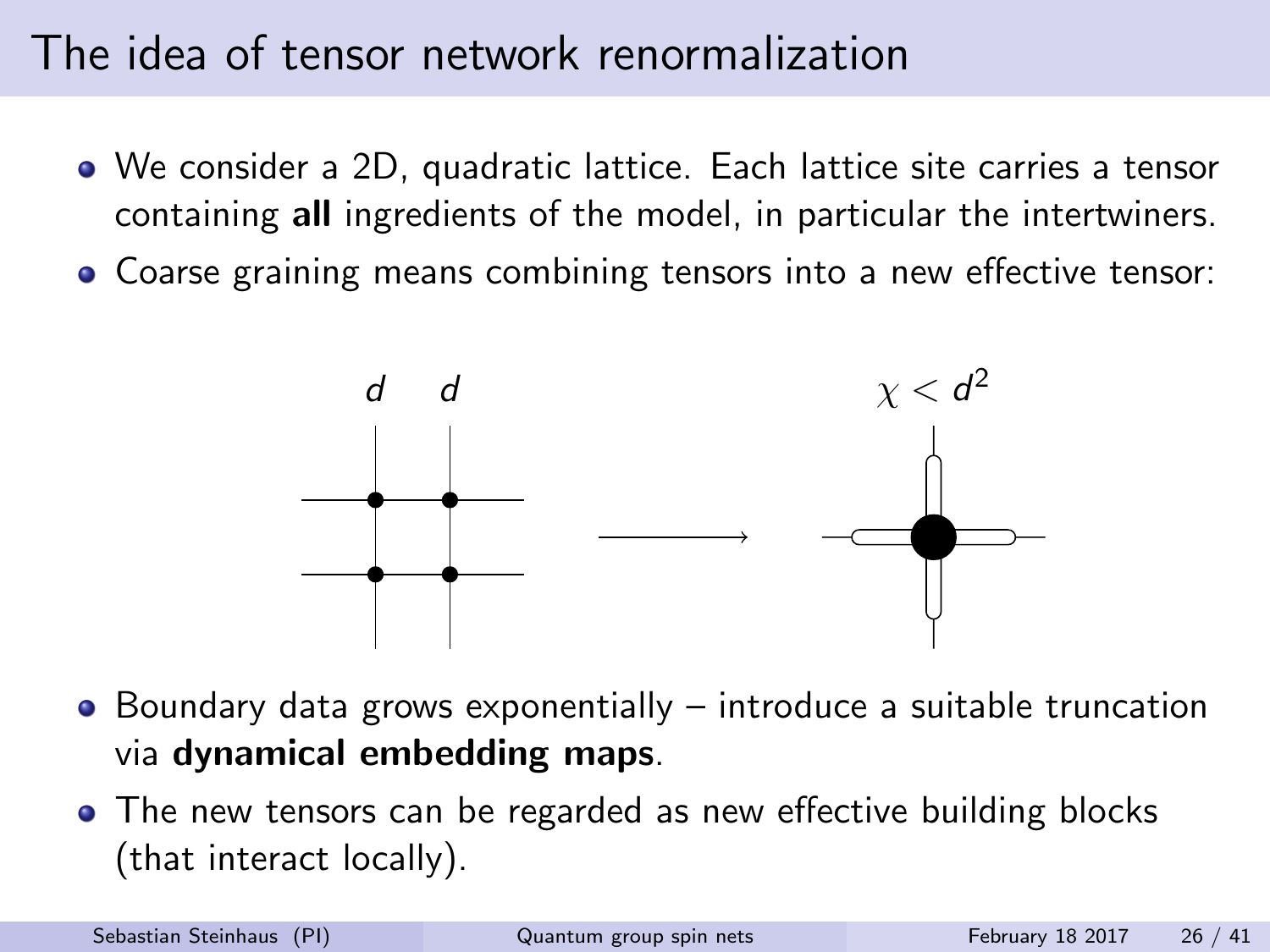# The idea of tensor network renormalization

- We consider a 2D, quadratic lattice. Each lattice site carries a tensor containing **all** ingredients of the model, in particular the intertwiners.
- Coarse graining means combining tensors into a new effective tensor:

$d$ $d$

$\chi < d^2$

- Boundary data grows exponentially – introduce a suitable truncation via **dynamical embedding maps**.
- The new tensors can be regarded as new effective building blocks (that interact locally).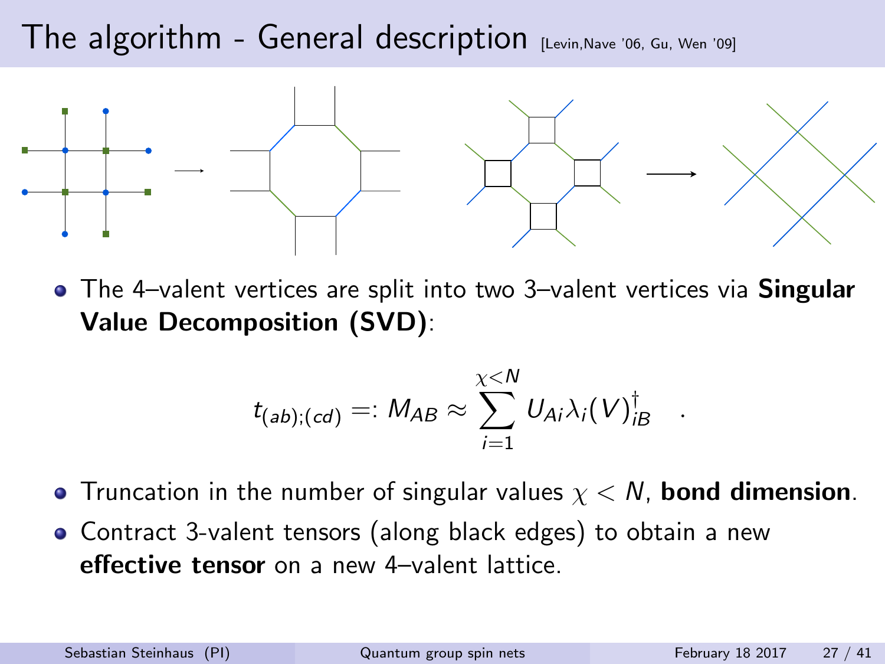# The algorithm - General description [Levin,Nave '06, Gu, Wen '09]

- The 4–valent vertices are split into two 3–valent vertices via **Singular Value Decomposition (SVD)**:

$$t_{(ab);(cd)} =: M_{AB} \approx \sum_{i=1}^{\chi<N} U_{Ai}\lambda_i(V)^{\dagger}_{iB} \quad .$$

- Truncation in the number of singular values $\chi < N$, **bond dimension**.
- Contract 3-valent tensors (along black edges) to obtain a new **effective tensor** on a new 4–valent lattice.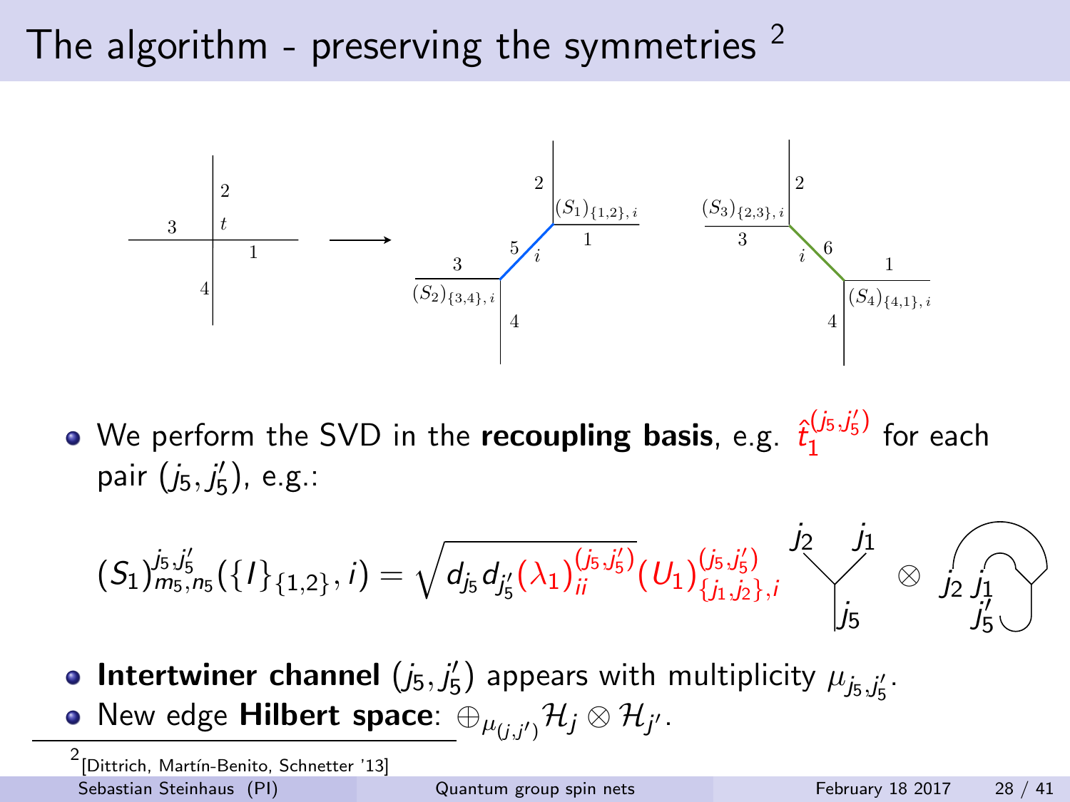# The algorithm - preserving the symmetries [2]

3
2
t
1
4

2
$(S_1)_{\{1,2\},\,i}$
1
3
5
$i$
$(S_2)_{\{3,4\},\,i}$
4

$(S_3)_{\{2,3\},\,i}$
2
3
$i$
6
1
$(S_4)_{\{4,1\},\,i}$
4

- We perform the SVD in the **recoupling basis**, e.g. $\hat{t}_1^{(j_5,j_5')}$ for each pair $(j_5, j_5')$, e.g.:

$$(S_1)^{j_5,j_5'}_{m_5,n_5}(\{I\}_{\{1,2\}}, i) = \sqrt{d_{j_5} d_{j_5'} (\lambda_1)^{(j_5,j_5')}_{ii}} (U_1)^{(j_5,j_5')}_{\{j_1,j_2\},i}$$

$j_2$ $j_1$ $j_5$ $\otimes$ $j_2$ $j_1$ $j_5'$

- **Intertwiner channel** $(j_5, j_5')$ appears with multiplicity $\mu_{j_5,j_5'}$.
- New edge **Hilbert space**: $\oplus_{\mu_{(j,j')}} \mathcal{H}_j \otimes \mathcal{H}_{j'}$.

[2] [Dittrich, Martín-Benito, Schnetter '13]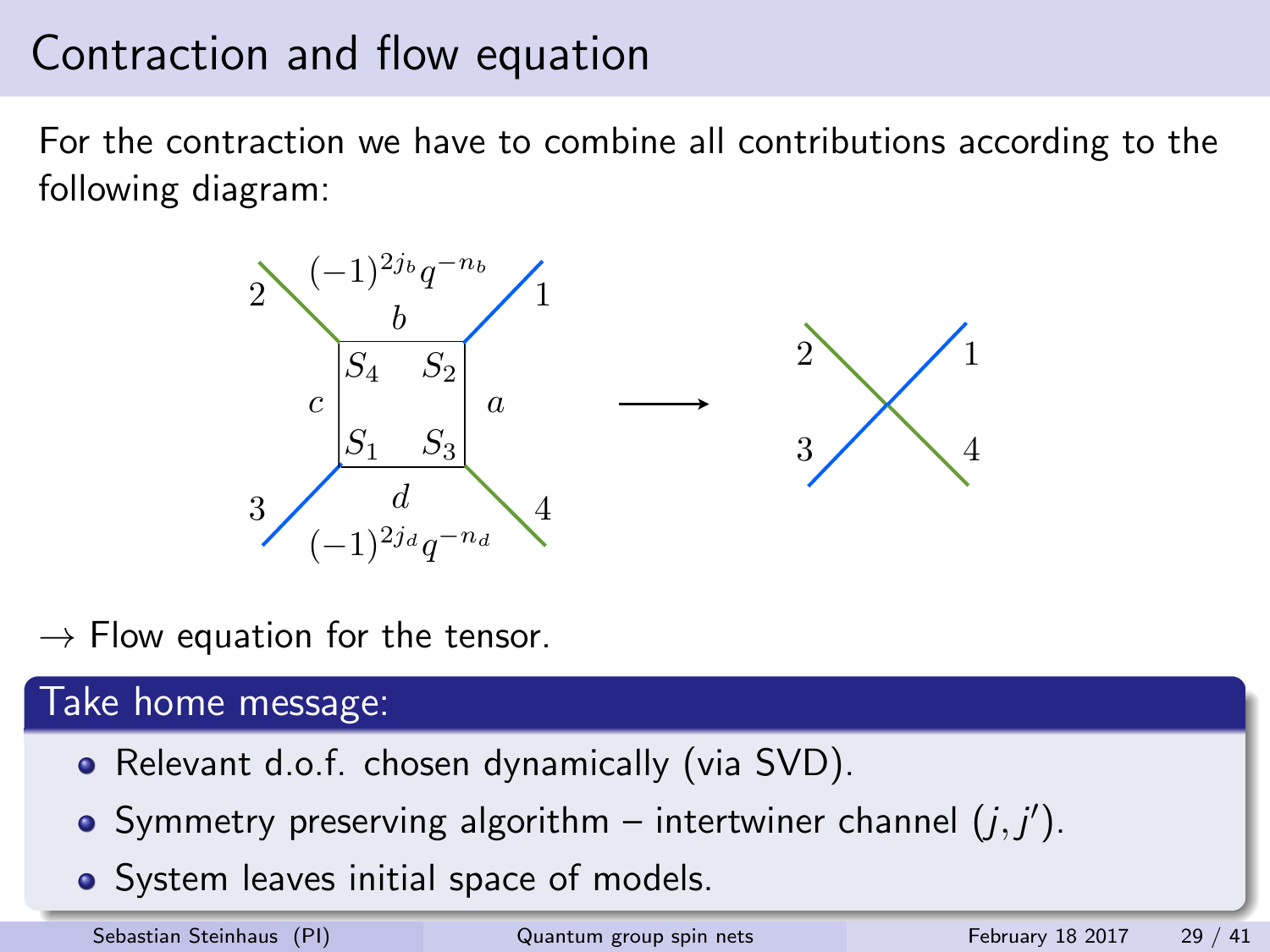# Contraction and flow equation

For the contraction we have to combine all contributions according to the following diagram:

2
$(-1)^{2j_b} q^{-n_b}$
1
$b$
$S_4$ $S_2$
$c$ $a$
$S_1$ $S_3$
3
$d$
4
$(-1)^{2j_d} q^{-n_d}$

2 1
3 4

$\rightarrow$ Flow equation for the tensor.

## Take home message:

- Relevant d.o.f. chosen dynamically (via SVD).
- Symmetry preserving algorithm – intertwiner channel $(j, j')$.
- System leaves initial space of models.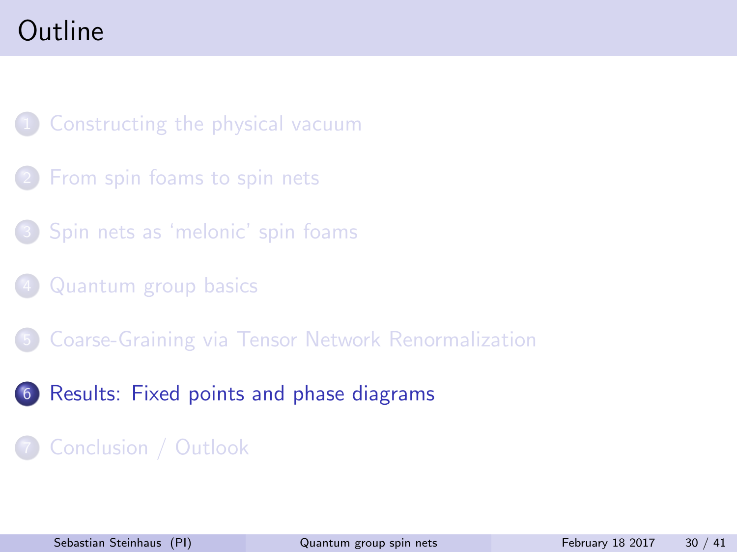# Outline

1. Constructing the physical vacuum
2. From spin foams to spin nets
3. Spin nets as 'melonic' spin foams
4. Quantum group basics
5. Coarse-Graining via Tensor Network Renormalization
6. **Results: Fixed points and phase diagrams**
7. Conclusion / Outlook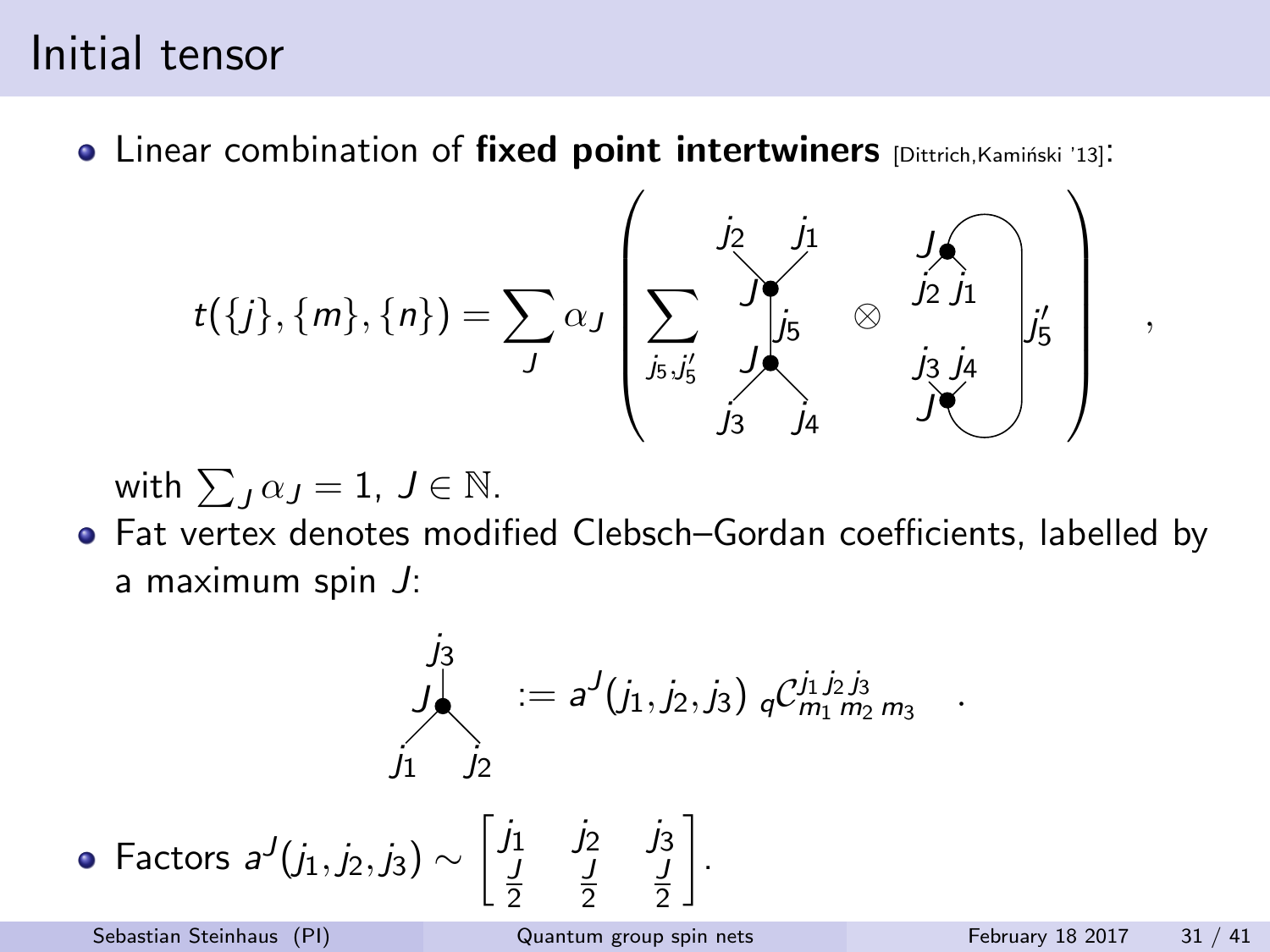# Initial tensor

- Linear combination of **fixed point intertwiners** [Dittrich,Kamiński '13]:

$$t(\{j\},\{m\},\{n\}) = \sum_J \alpha_J \left( \sum_{j_5, j_5'} \quad \begin{matrix} j_2 \quad j_1 \\ J \\ j_5 \\ J \\ j_3 \quad j_4 \end{matrix} \quad \otimes \quad \begin{matrix} J \\ j_2 \; j_1 \\ \\ j_3 \; j_4 \\ J \end{matrix} \; j_5' \right) \quad ,$$

with $\sum_J \alpha_J = 1$, $J \in \mathbb{N}$.

- Fat vertex denotes modified Clebsch–Gordan coefficients, labelled by a maximum spin $J$:

$$\begin{matrix} j_3 \\ J \\ j_1 \quad j_2 \end{matrix} \quad := a^J(j_1, j_2, j_3)\; {}_q\mathcal{C}^{j_1\, j_2\, j_3}_{m_1\, m_2\, m_3} \quad .$$

- Factors $a^J(j_1, j_2, j_3) \sim \begin{bmatrix} j_1 & j_2 & j_3 \\ \frac{J}{2} & \frac{J}{2} & \frac{J}{2} \end{bmatrix}$.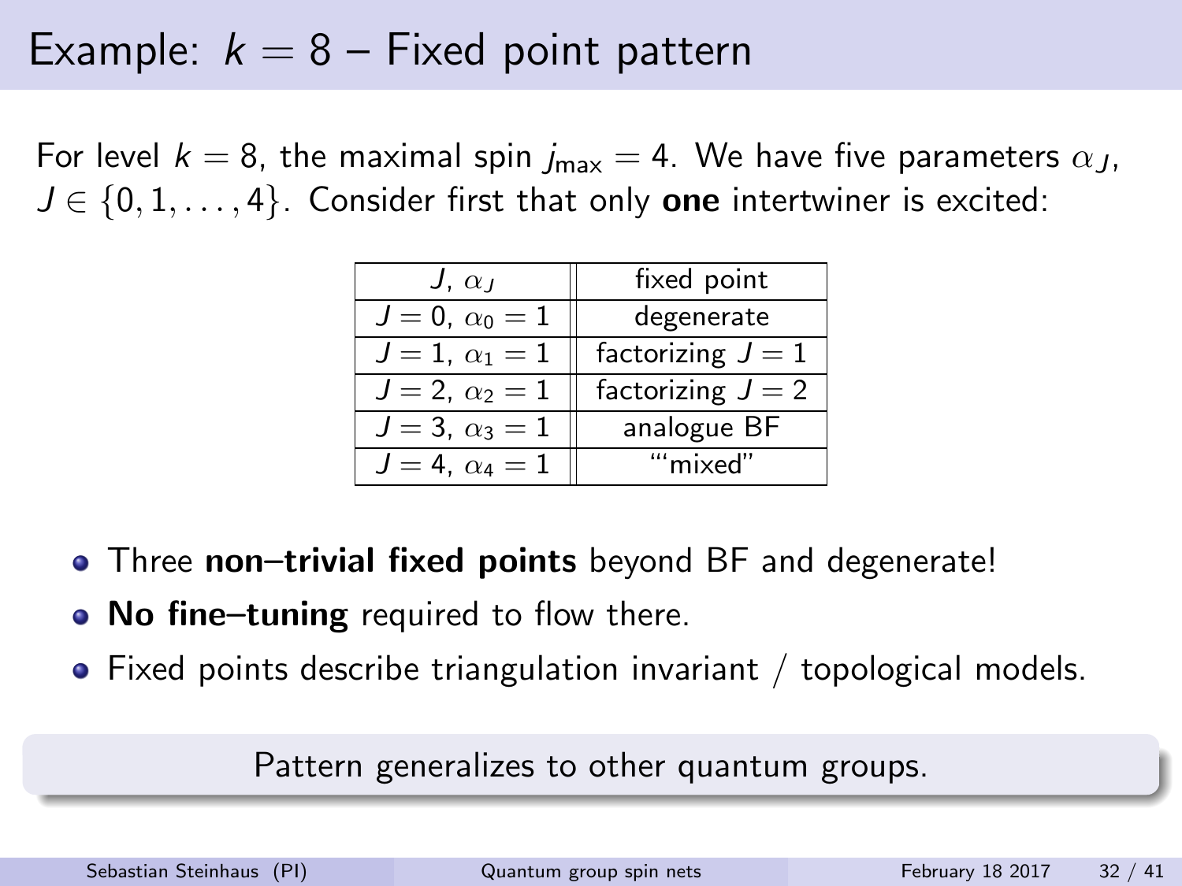# Example: $k = 8$ – Fixed point pattern

For level $k = 8$, the maximal spin $j_{\max} = 4$. We have five parameters $\alpha_J$, $J \in \{0, 1, \ldots, 4\}$. Consider first that only **one** intertwiner is excited:

| $J$, $\alpha_J$ | fixed point |
|---|---|
| $J = 0$, $\alpha_0 = 1$ | degenerate |
| $J = 1$, $\alpha_1 = 1$ | factorizing $J = 1$ |
| $J = 2$, $\alpha_2 = 1$ | factorizing $J = 2$ |
| $J = 3$, $\alpha_3 = 1$ | analogue BF |
| $J = 4$, $\alpha_4 = 1$ | "'mixed" |

- Three **non–trivial fixed points** beyond BF and degenerate!
- **No fine–tuning** required to flow there.
- Fixed points describe triangulation invariant / topological models.

Pattern generalizes to other quantum groups.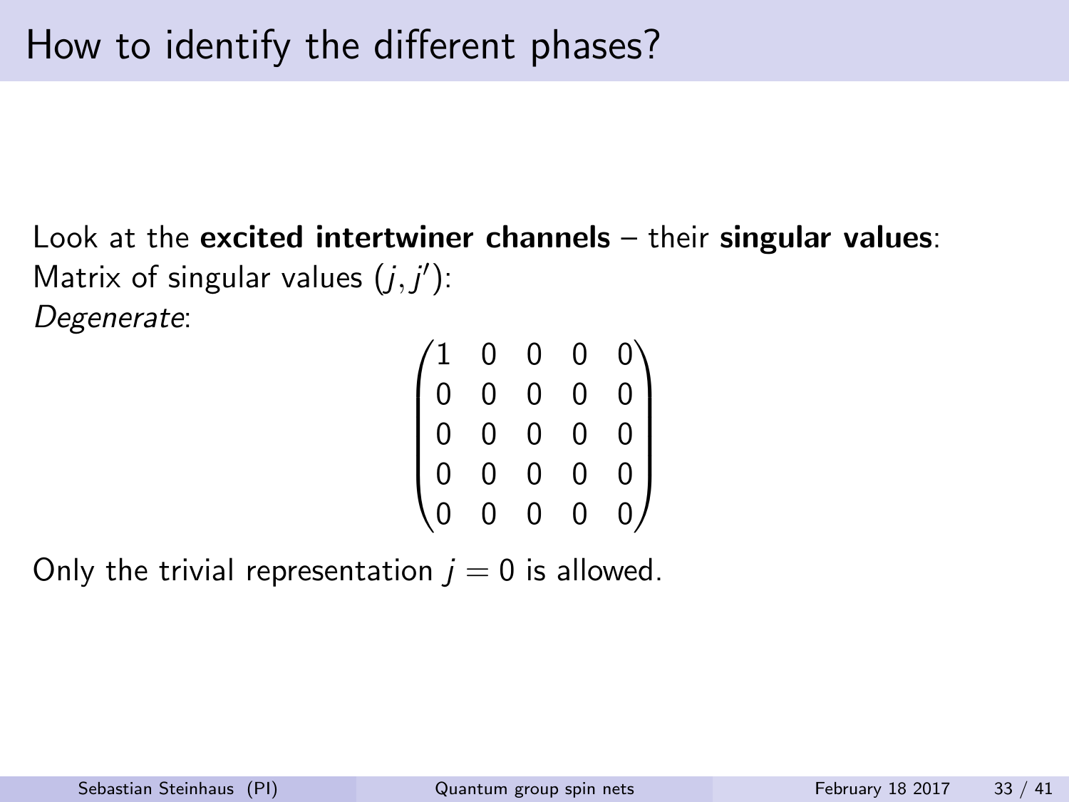# How to identify the different phases?

Look at the **excited intertwiner channels** – their **singular values**:
Matrix of singular values $(j, j')$:
*Degenerate*:

$$\begin{pmatrix} 1 & 0 & 0 & 0 & 0 \\ 0 & 0 & 0 & 0 & 0 \\ 0 & 0 & 0 & 0 & 0 \\ 0 & 0 & 0 & 0 & 0 \\ 0 & 0 & 0 & 0 & 0 \end{pmatrix}$$

Only the trivial representation $j = 0$ is allowed.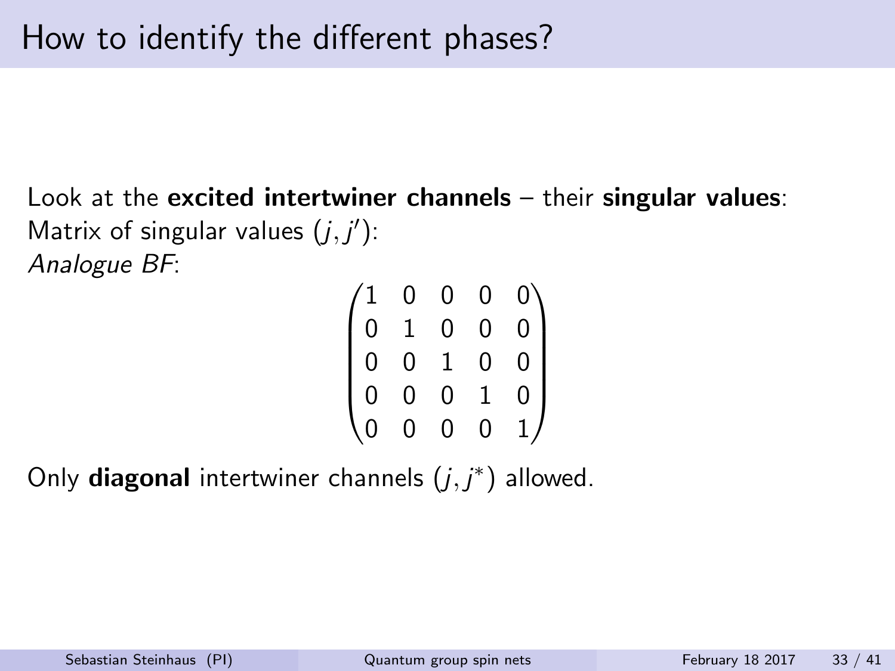# How to identify the different phases?

Look at the **excited intertwiner channels** – their **singular values**:
Matrix of singular values $(j, j')$:
*Analogue BF*:

$$\begin{pmatrix} 1 & 0 & 0 & 0 & 0 \\ 0 & 1 & 0 & 0 & 0 \\ 0 & 0 & 1 & 0 & 0 \\ 0 & 0 & 0 & 1 & 0 \\ 0 & 0 & 0 & 0 & 1 \end{pmatrix}$$

Only **diagonal** intertwiner channels $(j, j^*)$ allowed.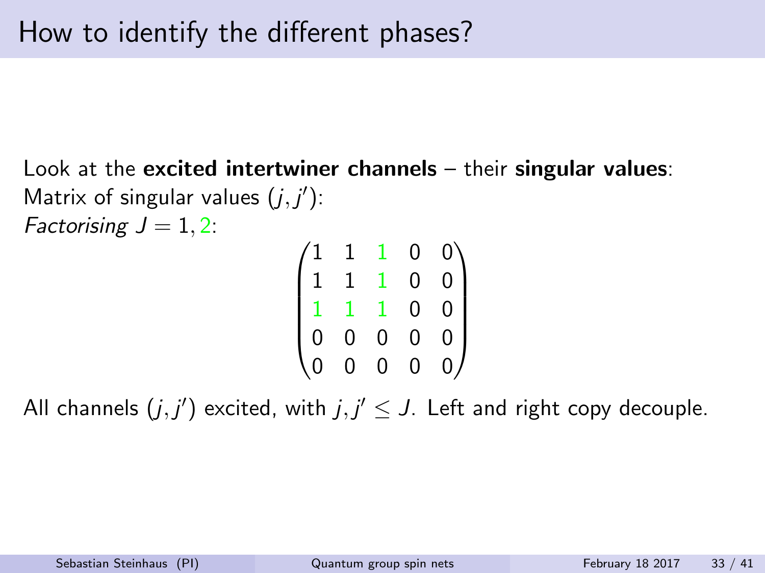# How to identify the different phases?

Look at the **excited intertwiner channels** – their **singular values**:
Matrix of singular values $(j, j')$:
*Factorising* $J = 1, 2$:

$$\begin{pmatrix} 1 & 1 & 1 & 0 & 0 \\ 1 & 1 & 1 & 0 & 0 \\ 1 & 1 & 1 & 0 & 0 \\ 0 & 0 & 0 & 0 & 0 \\ 0 & 0 & 0 & 0 & 0 \end{pmatrix}$$

All channels $(j, j')$ excited, with $j, j' \leq J$. Left and right copy decouple.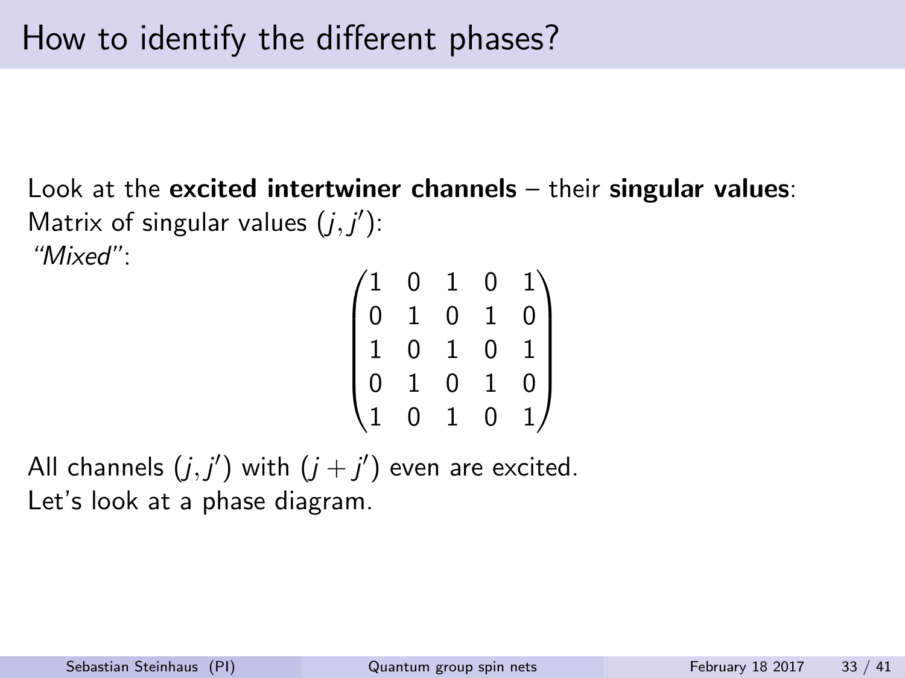# How to identify the different phases?

Look at the **excited intertwiner channels** – their **singular values**:
Matrix of singular values $(j, j')$:
*"Mixed"*:

$$\begin{pmatrix} 1 & 0 & 1 & 0 & 1 \\ 0 & 1 & 0 & 1 & 0 \\ 1 & 0 & 1 & 0 & 1 \\ 0 & 1 & 0 & 1 & 0 \\ 1 & 0 & 1 & 0 & 1 \end{pmatrix}$$

All channels $(j, j')$ with $(j + j')$ even are excited.
Let's look at a phase diagram.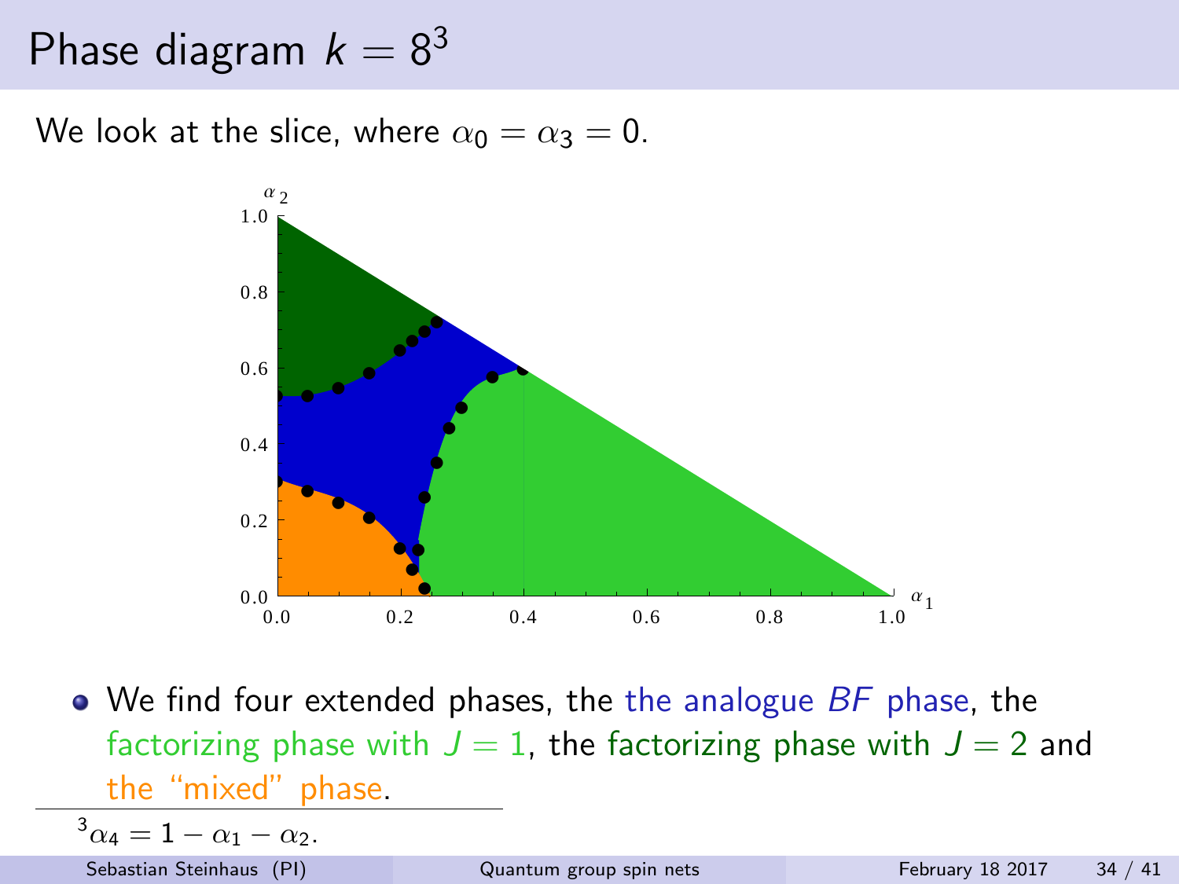# Phase diagram $k = 8$[3]

We look at the slice, where $\alpha_0 = \alpha_3 = 0$.

$\alpha_2$

1.0

0.8

0.6

0.4

0.2

0.0

0.0 0.2 0.4 0.6 0.8 1.0

$\alpha_1$

- We find four extended phases, the the analogue *BF* phase, the factorizing phase with $J = 1$, the factorizing phase with $J = 2$ and the "mixed" phase.

[3] $\alpha_4 = 1 - \alpha_1 - \alpha_2$.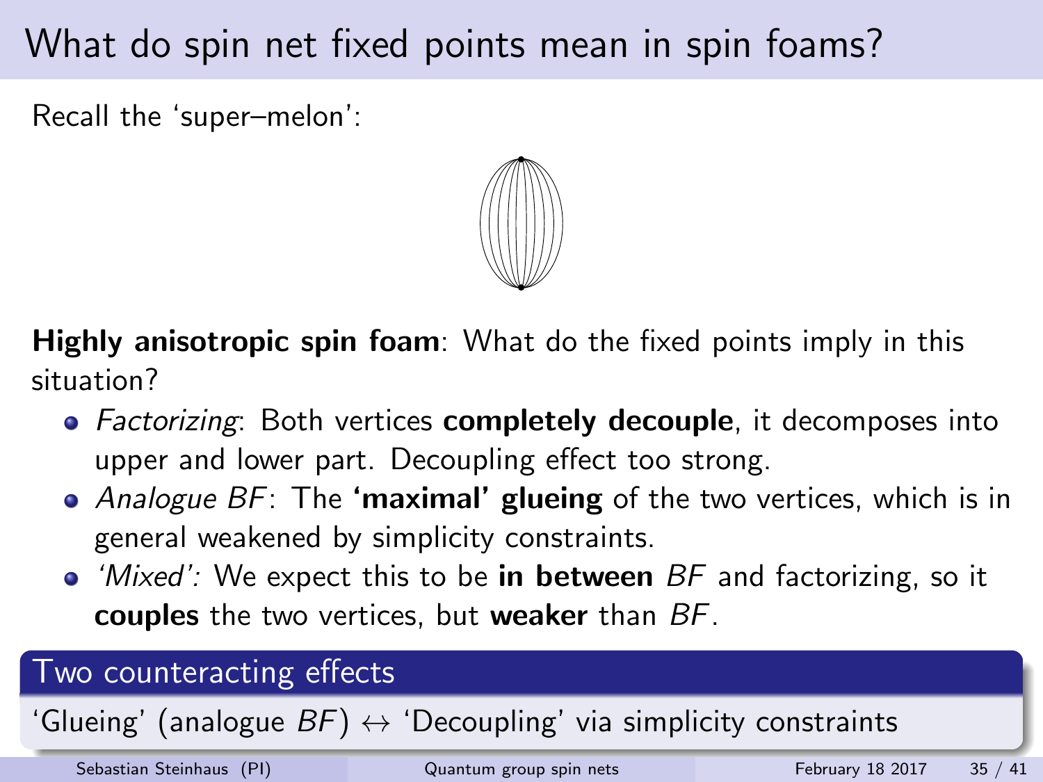# What do spin net fixed points mean in spin foams?

Recall the 'super–melon':

**Highly anisotropic spin foam**: What do the fixed points imply in this situation?

- *Factorizing*: Both vertices **completely decouple**, it decomposes into upper and lower part. Decoupling effect too strong.
- *Analogue BF*: The **'maximal' glueing** of the two vertices, which is in general weakened by simplicity constraints.
- *'Mixed':* We expect this to be **in between** $BF$ and factorizing, so it **couples** the two vertices, but **weaker** than $BF$.

**Two counteracting effects**

'Glueing' (analogue $BF$) $\leftrightarrow$ 'Decoupling' via simplicity constraints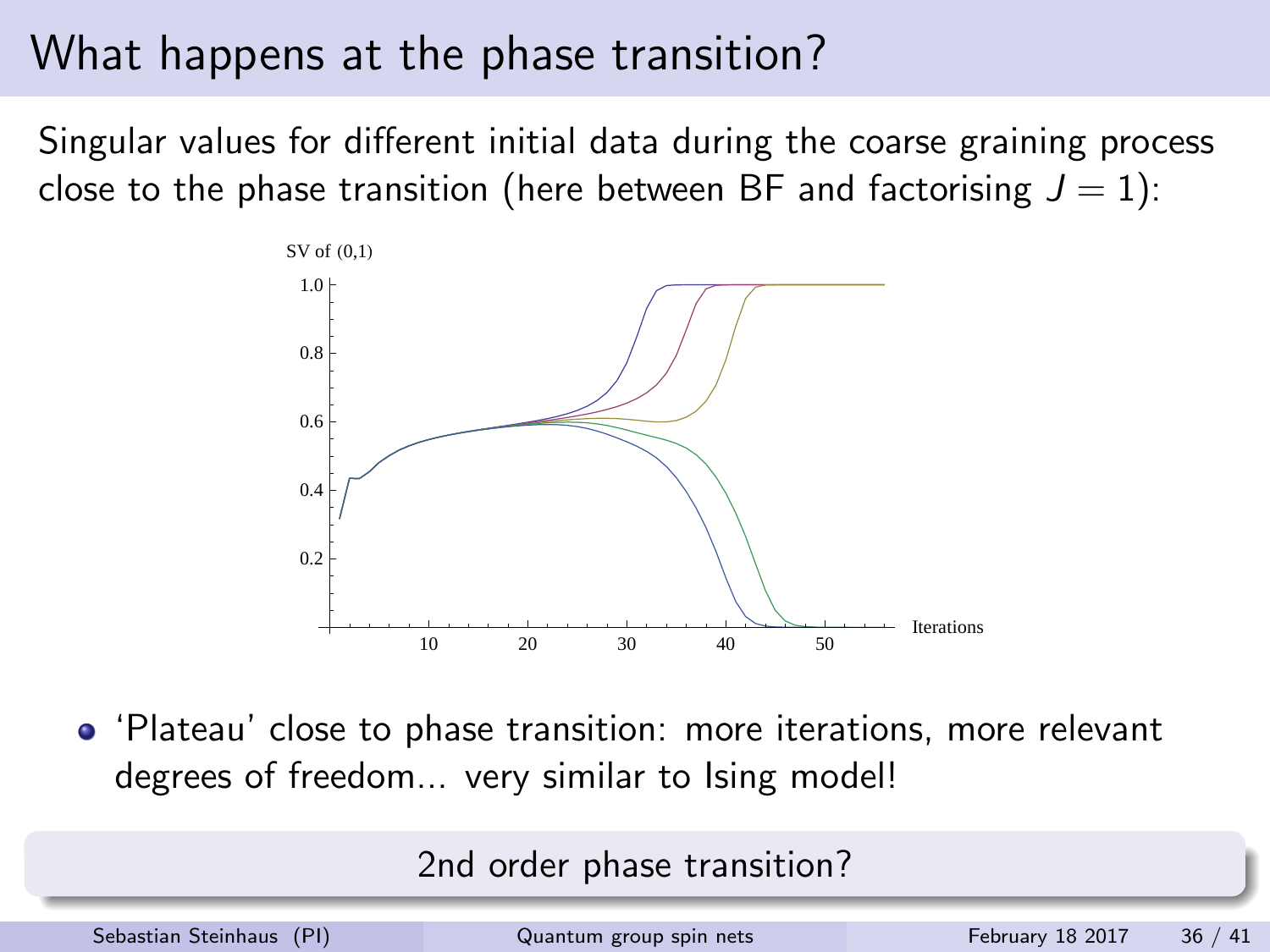# What happens at the phase transition?

Singular values for different initial data during the coarse graining process close to the phase transition (here between BF and factorising $J = 1$):

- 'Plateau' close to phase transition: more iterations, more relevant degrees of freedom... very similar to Ising model!

2nd order phase transition?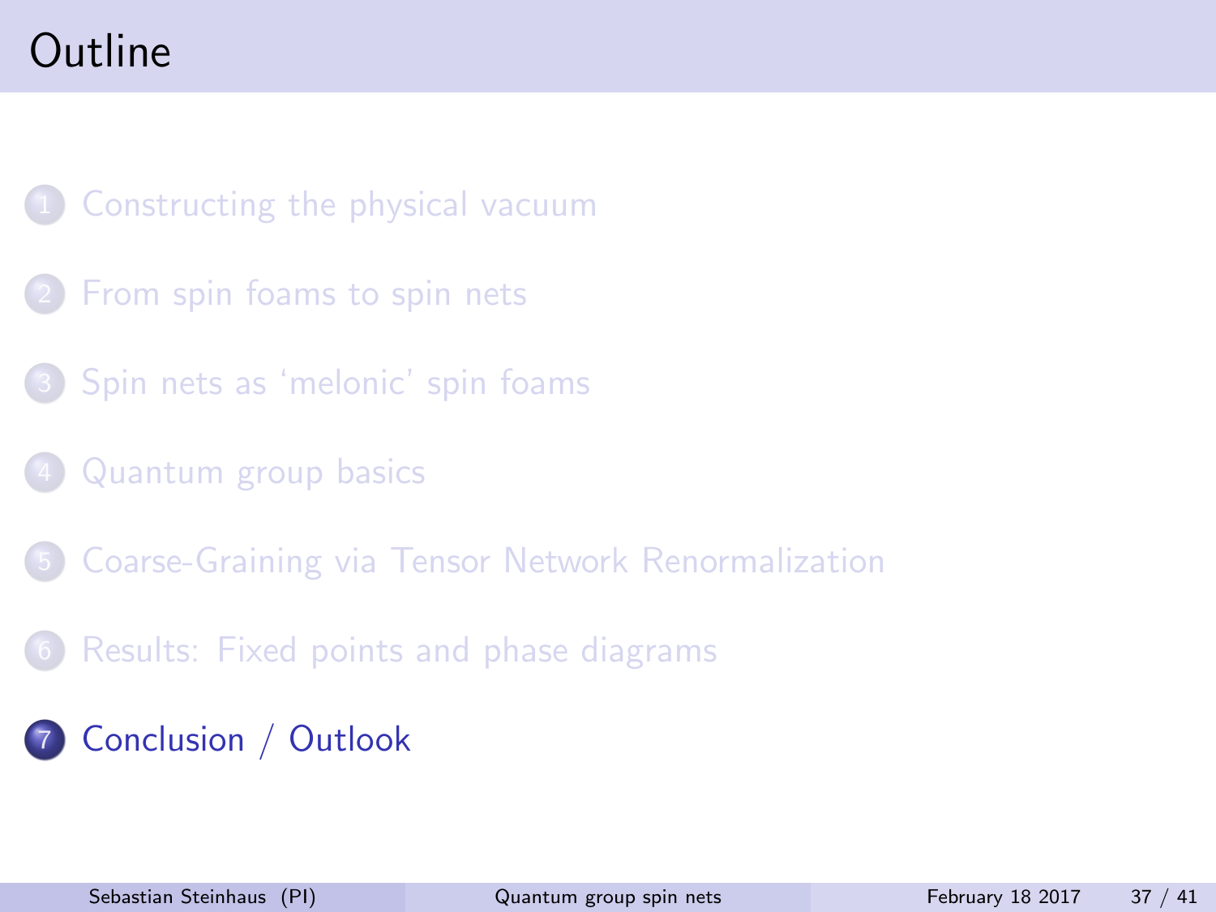# Outline

1. Constructing the physical vacuum
2. From spin foams to spin nets
3. Spin nets as 'melonic' spin foams
4. Quantum group basics
5. Coarse-Graining via Tensor Network Renormalization
6. Results: Fixed points and phase diagrams
7. Conclusion / Outlook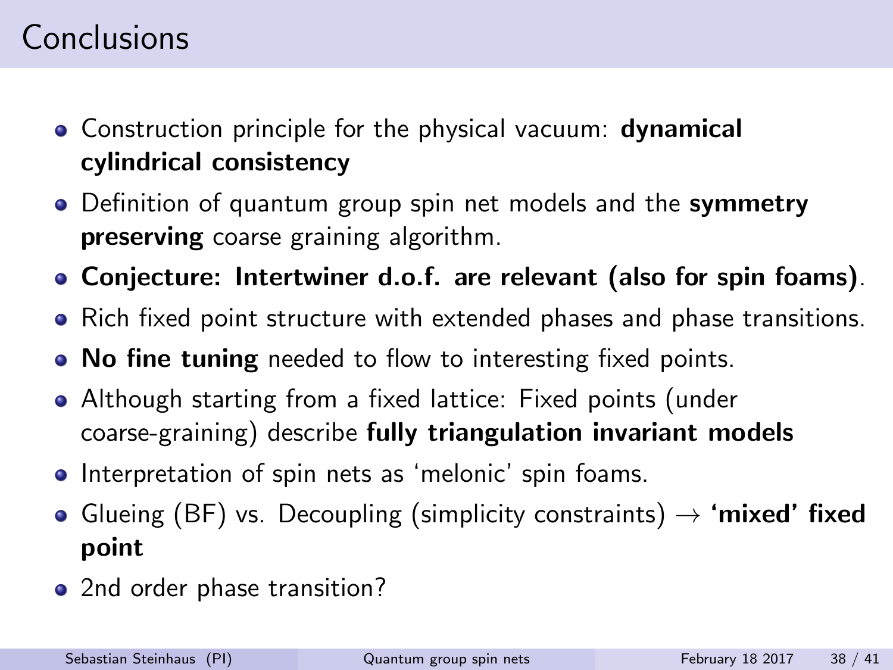# Conclusions

- Construction principle for the physical vacuum: **dynamical cylindrical consistency**
- Definition of quantum group spin net models and the **symmetry preserving** coarse graining algorithm.
- **Conjecture: Intertwiner d.o.f. are relevant (also for spin foams)**.
- Rich fixed point structure with extended phases and phase transitions.
- **No fine tuning** needed to flow to interesting fixed points.
- Although starting from a fixed lattice: Fixed points (under coarse-graining) describe **fully triangulation invariant models**
- Interpretation of spin nets as 'melonic' spin foams.
- Glueing (BF) vs. Decoupling (simplicity constraints) → **'mixed' fixed point**
- 2nd order phase transition?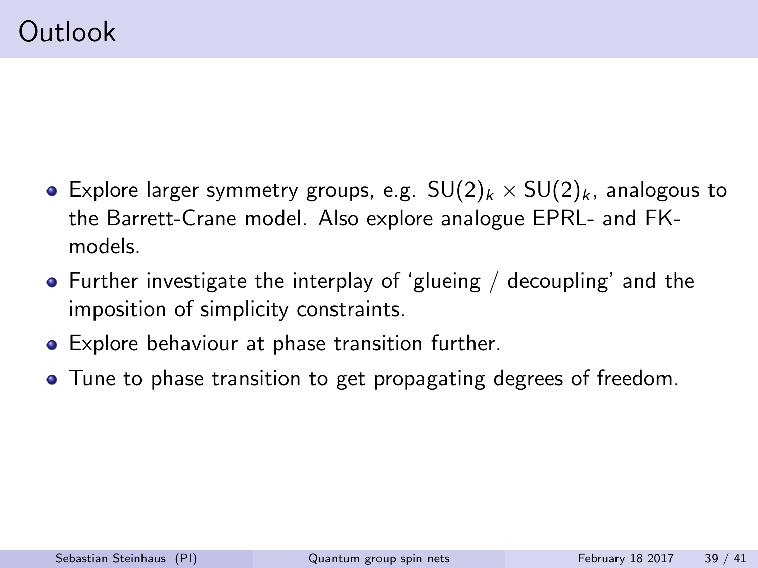# Outlook

- Explore larger symmetry groups, e.g. $\mathrm{SU}(2)_k \times \mathrm{SU}(2)_k$, analogous to the Barrett-Crane model. Also explore analogue EPRL- and FK-models.
- Further investigate the interplay of 'glueing / decoupling' and the imposition of simplicity constraints.
- Explore behaviour at phase transition further.
- Tune to phase transition to get propagating degrees of freedom.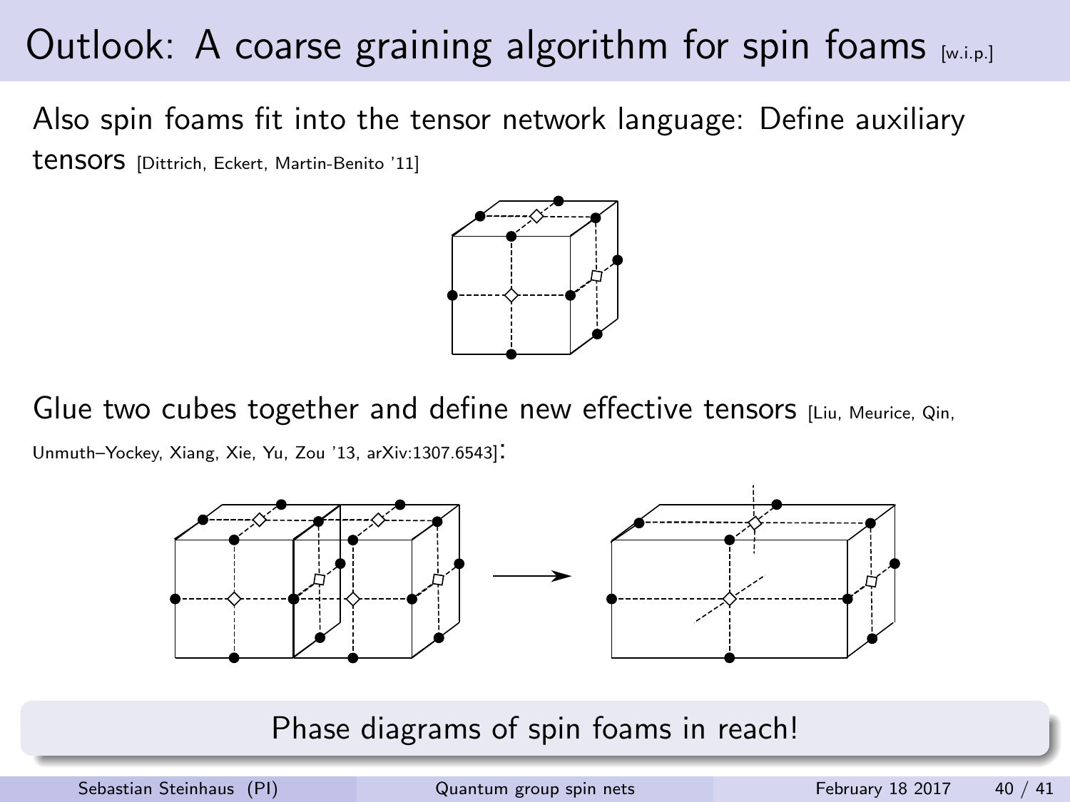# Outlook: A coarse graining algorithm for spin foams [w.i.p.]

Also spin foams fit into the tensor network language: Define auxiliary tensors [Dittrich, Eckert, Martin-Benito '11]

Glue two cubes together and define new effective tensors [Liu, Meurice, Qin, Unmuth–Yockey, Xiang, Xie, Yu, Zou '13, arXiv:1307.6543]:

Phase diagrams of spin foams in reach!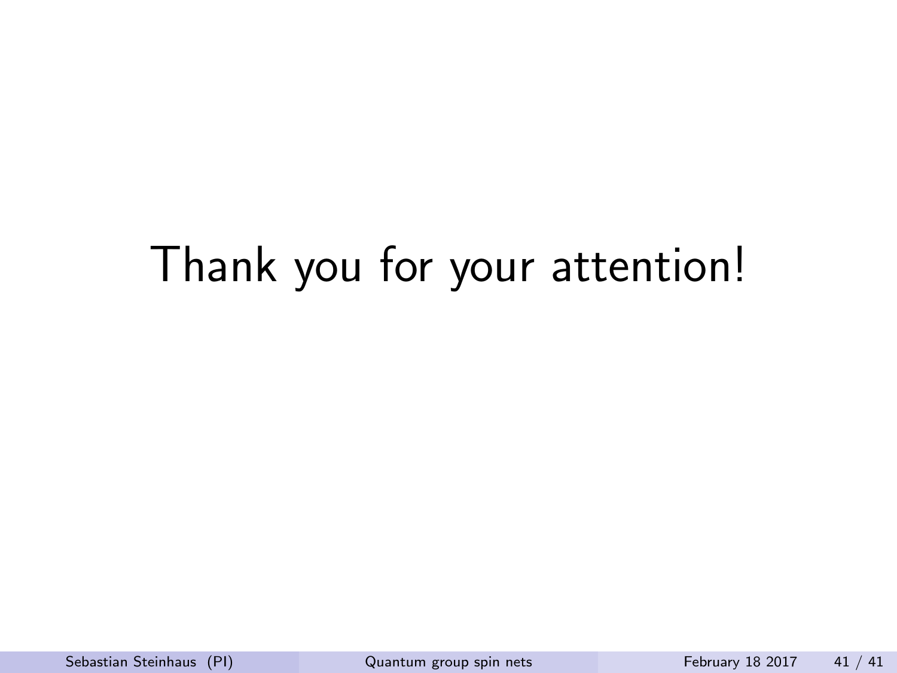Thank you for your attention!